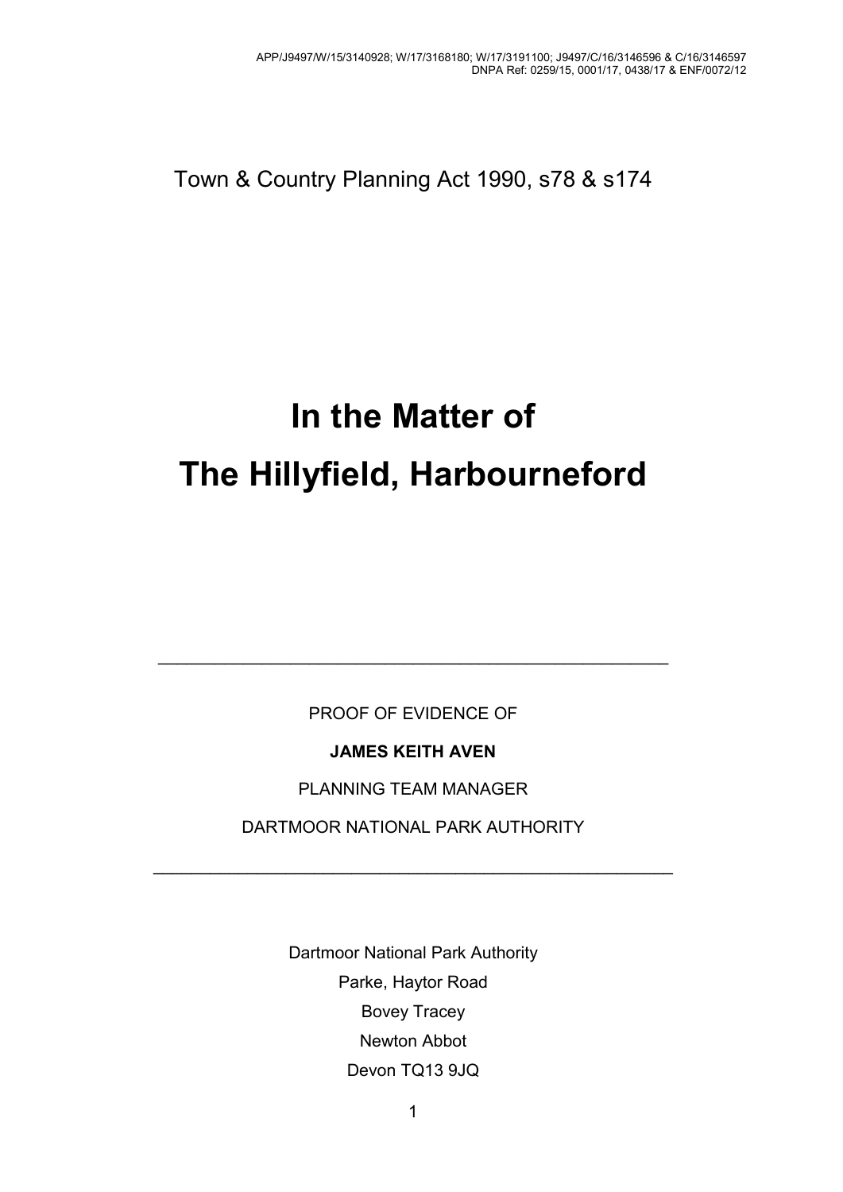Town & Country Planning Act 1990, s78 & s174

# In the Matter of
# The Hillyfield, Harbourneford

---

PROOF OF EVIDENCE OF

**JAMES KEITH AVEN**

PLANNING TEAM MANAGER

DARTMOOR NATIONAL PARK AUTHORITY

---

Dartmoor National Park Authority
Parke, Haytor Road
Bovey Tracey
Newton Abbot
Devon TQ13 9JQ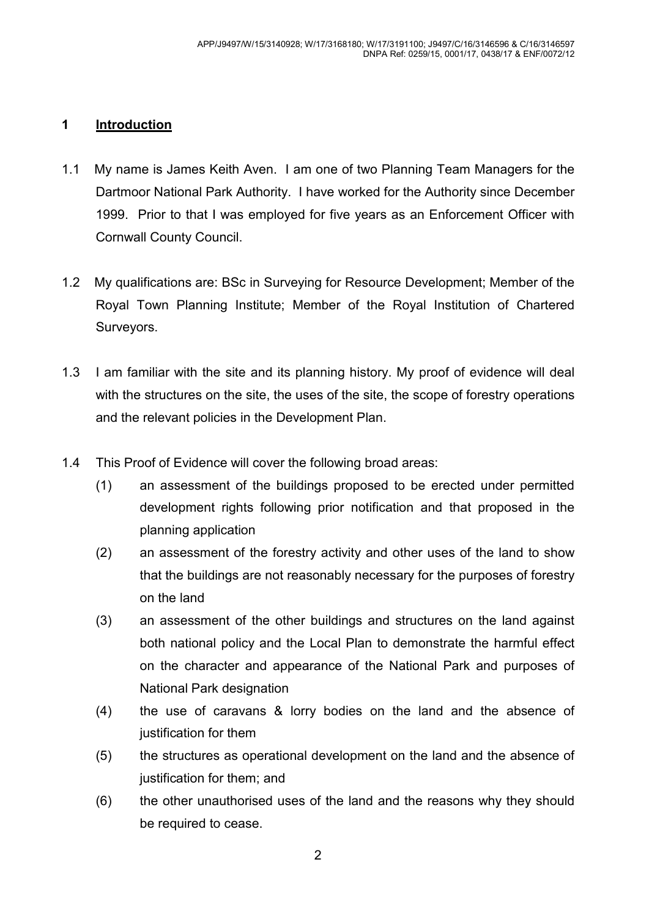## 1 Introduction

1.1 My name is James Keith Aven. I am one of two Planning Team Managers for the Dartmoor National Park Authority. I have worked for the Authority since December 1999. Prior to that I was employed for five years as an Enforcement Officer with Cornwall County Council.

1.2 My qualifications are: BSc in Surveying for Resource Development; Member of the Royal Town Planning Institute; Member of the Royal Institution of Chartered Surveyors.

1.3 I am familiar with the site and its planning history. My proof of evidence will deal with the structures on the site, the uses of the site, the scope of forestry operations and the relevant policies in the Development Plan.

1.4 This Proof of Evidence will cover the following broad areas:

(1) an assessment of the buildings proposed to be erected under permitted development rights following prior notification and that proposed in the planning application

(2) an assessment of the forestry activity and other uses of the land to show that the buildings are not reasonably necessary for the purposes of forestry on the land

(3) an assessment of the other buildings and structures on the land against both national policy and the Local Plan to demonstrate the harmful effect on the character and appearance of the National Park and purposes of National Park designation

(4) the use of caravans & lorry bodies on the land and the absence of justification for them

(5) the structures as operational development on the land and the absence of justification for them; and

(6) the other unauthorised uses of the land and the reasons why they should be required to cease.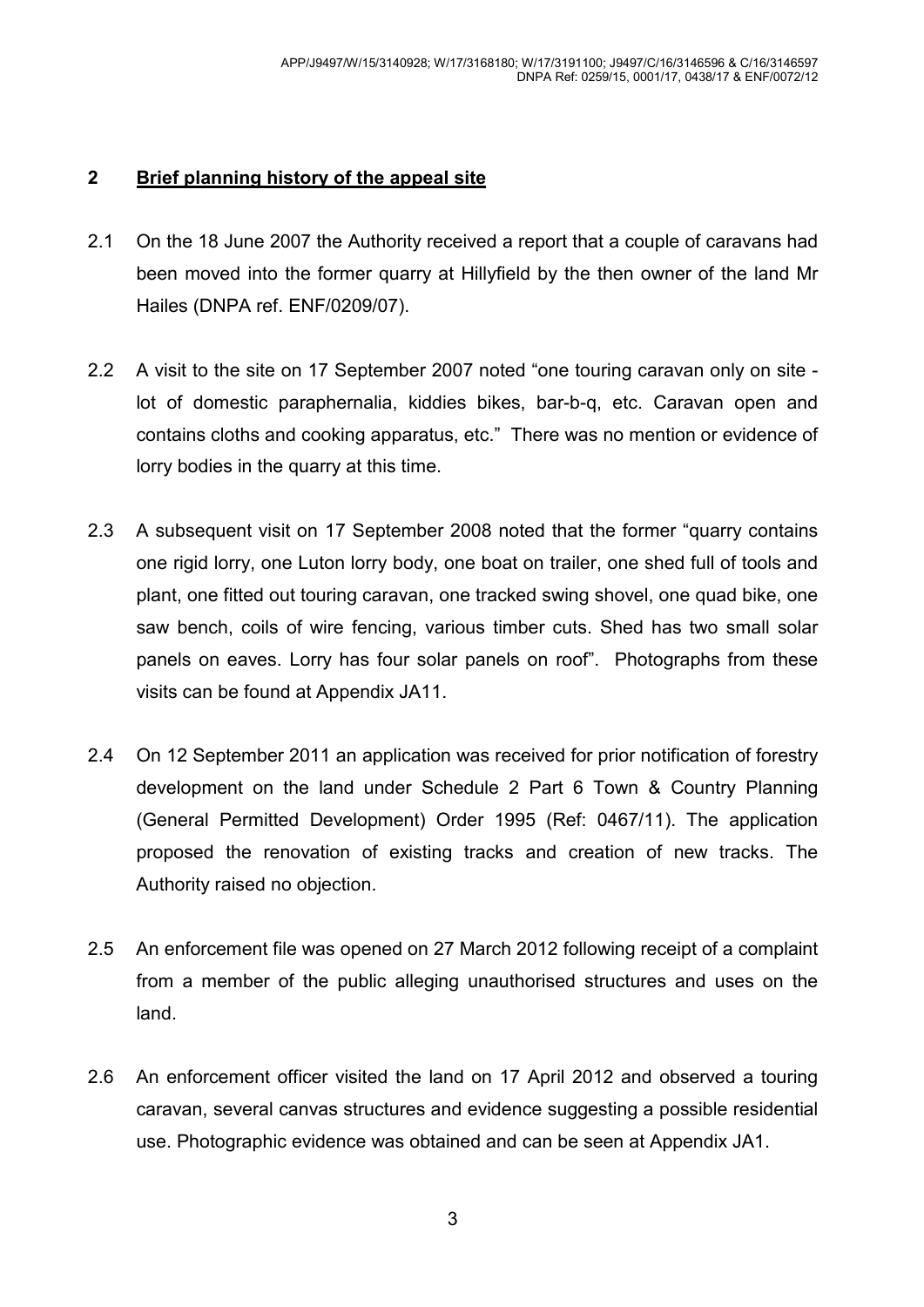## 2 Brief planning history of the appeal site

2.1 On the 18 June 2007 the Authority received a report that a couple of caravans had been moved into the former quarry at Hillyfield by the then owner of the land Mr Hailes (DNPA ref. ENF/0209/07).

2.2 A visit to the site on 17 September 2007 noted "one touring caravan only on site - lot of domestic paraphernalia, kiddies bikes, bar-b-q, etc. Caravan open and contains cloths and cooking apparatus, etc." There was no mention or evidence of lorry bodies in the quarry at this time.

2.3 A subsequent visit on 17 September 2008 noted that the former "quarry contains one rigid lorry, one Luton lorry body, one boat on trailer, one shed full of tools and plant, one fitted out touring caravan, one tracked swing shovel, one quad bike, one saw bench, coils of wire fencing, various timber cuts. Shed has two small solar panels on eaves. Lorry has four solar panels on roof". Photographs from these visits can be found at Appendix JA11.

2.4 On 12 September 2011 an application was received for prior notification of forestry development on the land under Schedule 2 Part 6 Town & Country Planning (General Permitted Development) Order 1995 (Ref: 0467/11). The application proposed the renovation of existing tracks and creation of new tracks. The Authority raised no objection.

2.5 An enforcement file was opened on 27 March 2012 following receipt of a complaint from a member of the public alleging unauthorised structures and uses on the land.

2.6 An enforcement officer visited the land on 17 April 2012 and observed a touring caravan, several canvas structures and evidence suggesting a possible residential use. Photographic evidence was obtained and can be seen at Appendix JA1.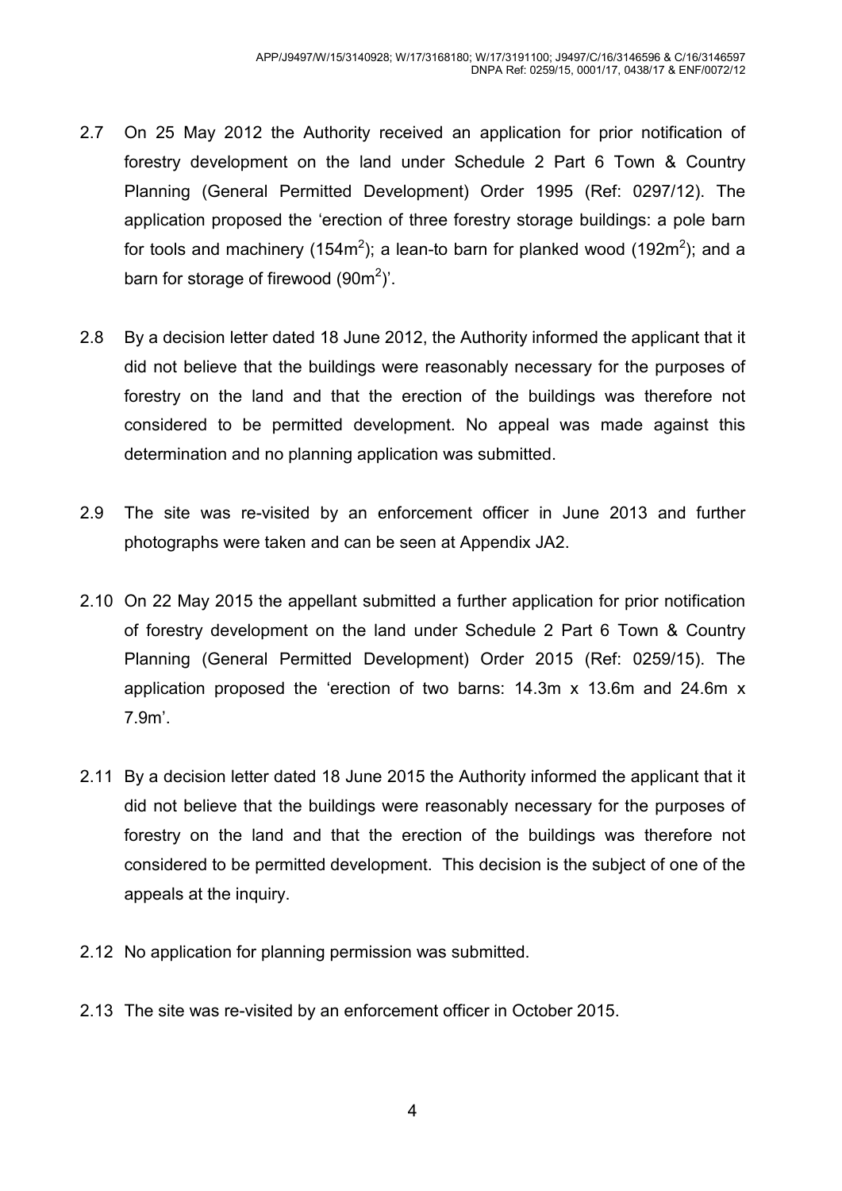2.7 On 25 May 2012 the Authority received an application for prior notification of forestry development on the land under Schedule 2 Part 6 Town & Country Planning (General Permitted Development) Order 1995 (Ref: 0297/12). The application proposed the 'erection of three forestry storage buildings: a pole barn for tools and machinery (154m$^2$); a lean-to barn for planked wood (192m$^2$); and a barn for storage of firewood (90m$^2$)'.

2.8 By a decision letter dated 18 June 2012, the Authority informed the applicant that it did not believe that the buildings were reasonably necessary for the purposes of forestry on the land and that the erection of the buildings was therefore not considered to be permitted development. No appeal was made against this determination and no planning application was submitted.

2.9 The site was re-visited by an enforcement officer in June 2013 and further photographs were taken and can be seen at Appendix JA2.

2.10 On 22 May 2015 the appellant submitted a further application for prior notification of forestry development on the land under Schedule 2 Part 6 Town & Country Planning (General Permitted Development) Order 2015 (Ref: 0259/15). The application proposed the 'erection of two barns: 14.3m x 13.6m and 24.6m x 7.9m'.

2.11 By a decision letter dated 18 June 2015 the Authority informed the applicant that it did not believe that the buildings were reasonably necessary for the purposes of forestry on the land and that the erection of the buildings was therefore not considered to be permitted development. This decision is the subject of one of the appeals at the inquiry.

2.12 No application for planning permission was submitted.

2.13 The site was re-visited by an enforcement officer in October 2015.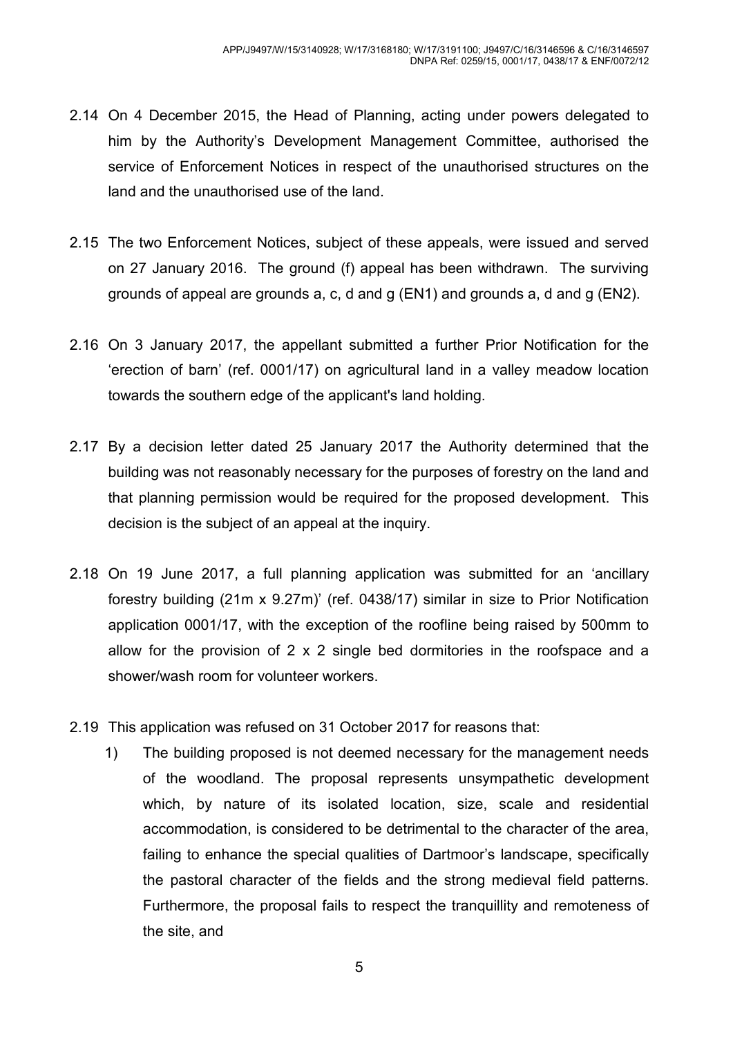2.14 On 4 December 2015, the Head of Planning, acting under powers delegated to him by the Authority's Development Management Committee, authorised the service of Enforcement Notices in respect of the unauthorised structures on the land and the unauthorised use of the land.

2.15 The two Enforcement Notices, subject of these appeals, were issued and served on 27 January 2016. The ground (f) appeal has been withdrawn. The surviving grounds of appeal are grounds a, c, d and g (EN1) and grounds a, d and g (EN2).

2.16 On 3 January 2017, the appellant submitted a further Prior Notification for the 'erection of barn' (ref. 0001/17) on agricultural land in a valley meadow location towards the southern edge of the applicant's land holding.

2.17 By a decision letter dated 25 January 2017 the Authority determined that the building was not reasonably necessary for the purposes of forestry on the land and that planning permission would be required for the proposed development. This decision is the subject of an appeal at the inquiry.

2.18 On 19 June 2017, a full planning application was submitted for an 'ancillary forestry building (21m x 9.27m)' (ref. 0438/17) similar in size to Prior Notification application 0001/17, with the exception of the roofline being raised by 500mm to allow for the provision of 2 x 2 single bed dormitories in the roofspace and a shower/wash room for volunteer workers.

2.19 This application was refused on 31 October 2017 for reasons that:

1) The building proposed is not deemed necessary for the management needs of the woodland. The proposal represents unsympathetic development which, by nature of its isolated location, size, scale and residential accommodation, is considered to be detrimental to the character of the area, failing to enhance the special qualities of Dartmoor's landscape, specifically the pastoral character of the fields and the strong medieval field patterns. Furthermore, the proposal fails to respect the tranquillity and remoteness of the site, and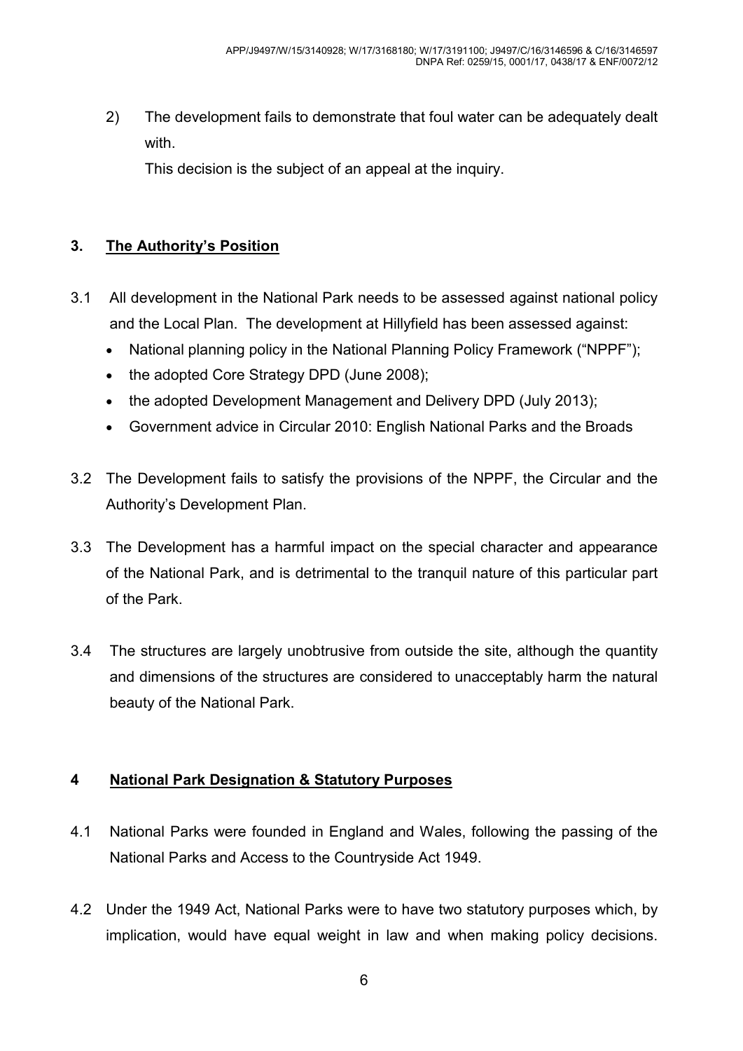2) The development fails to demonstrate that foul water can be adequately dealt with.

This decision is the subject of an appeal at the inquiry.

## 3. The Authority's Position

3.1 All development in the National Park needs to be assessed against national policy and the Local Plan. The development at Hillyfield has been assessed against:

- National planning policy in the National Planning Policy Framework ("NPPF");
- the adopted Core Strategy DPD (June 2008);
- the adopted Development Management and Delivery DPD (July 2013);
- Government advice in Circular 2010: English National Parks and the Broads

3.2 The Development fails to satisfy the provisions of the NPPF, the Circular and the Authority's Development Plan.

3.3 The Development has a harmful impact on the special character and appearance of the National Park, and is detrimental to the tranquil nature of this particular part of the Park.

3.4 The structures are largely unobtrusive from outside the site, although the quantity and dimensions of the structures are considered to unacceptably harm the natural beauty of the National Park.

## 4 National Park Designation & Statutory Purposes

4.1 National Parks were founded in England and Wales, following the passing of the National Parks and Access to the Countryside Act 1949.

4.2 Under the 1949 Act, National Parks were to have two statutory purposes which, by implication, would have equal weight in law and when making policy decisions.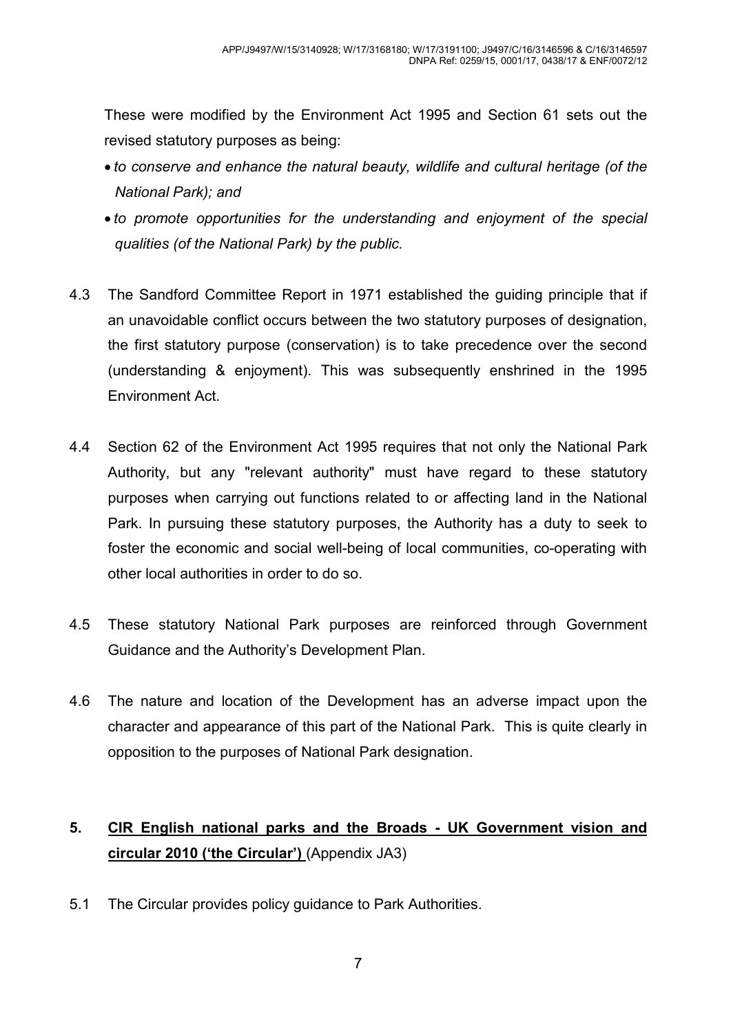These were modified by the Environment Act 1995 and Section 61 sets out the revised statutory purposes as being:

- *to conserve and enhance the natural beauty, wildlife and cultural heritage (of the National Park); and*
- *to promote opportunities for the understanding and enjoyment of the special qualities (of the National Park) by the public.*

4.3 The Sandford Committee Report in 1971 established the guiding principle that if an unavoidable conflict occurs between the two statutory purposes of designation, the first statutory purpose (conservation) is to take precedence over the second (understanding & enjoyment). This was subsequently enshrined in the 1995 Environment Act.

4.4 Section 62 of the Environment Act 1995 requires that not only the National Park Authority, but any "relevant authority" must have regard to these statutory purposes when carrying out functions related to or affecting land in the National Park. In pursuing these statutory purposes, the Authority has a duty to seek to foster the economic and social well-being of local communities, co-operating with other local authorities in order to do so.

4.5 These statutory National Park purposes are reinforced through Government Guidance and the Authority's Development Plan.

4.6 The nature and location of the Development has an adverse impact upon the character and appearance of this part of the National Park. This is quite clearly in opposition to the purposes of National Park designation.

## 5. CIR English national parks and the Broads - UK Government vision and circular 2010 ('the Circular') (Appendix JA3)

5.1 The Circular provides policy guidance to Park Authorities.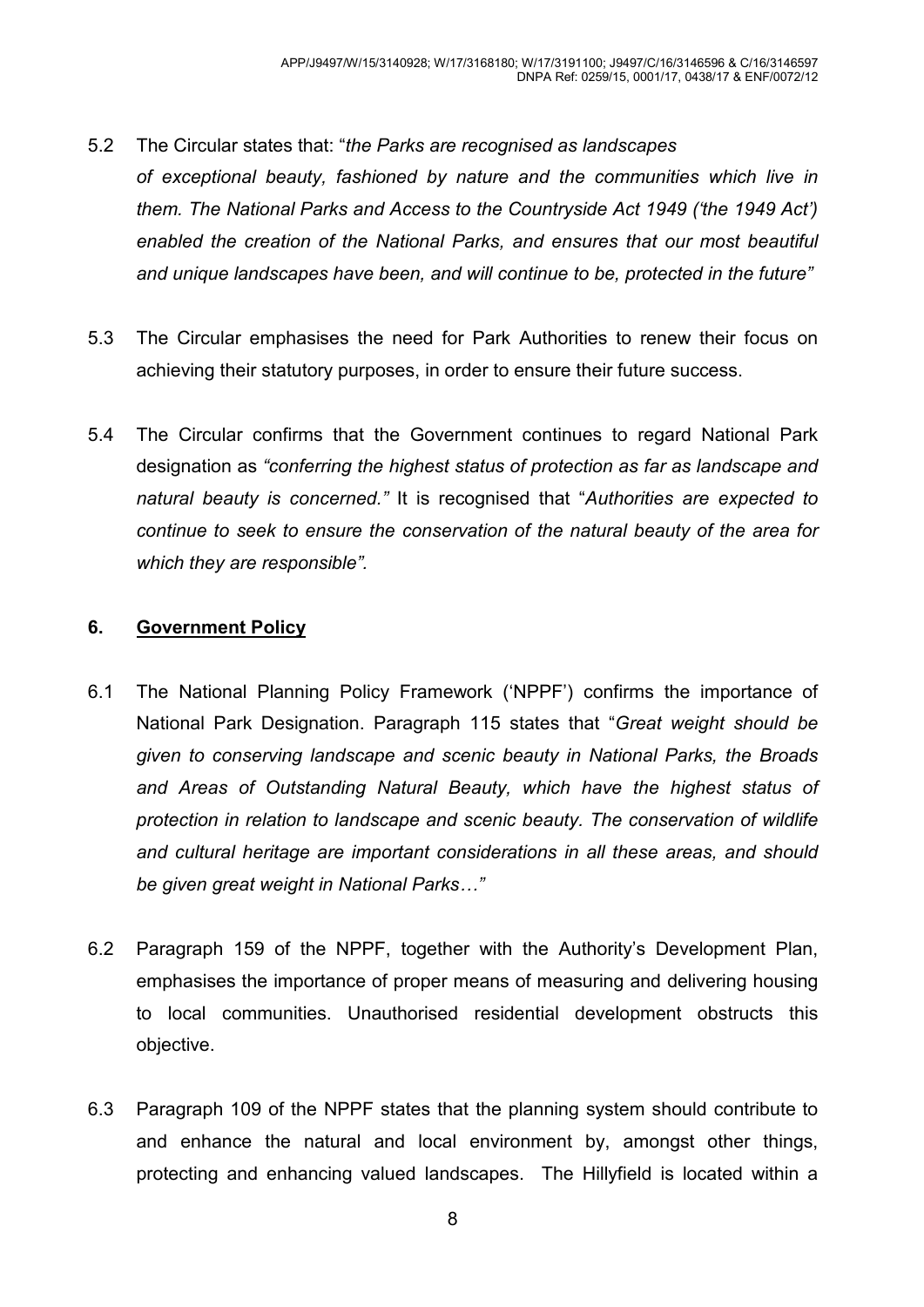5.2 The Circular states that: "*the Parks are recognised as landscapes of exceptional beauty, fashioned by nature and the communities which live in them. The National Parks and Access to the Countryside Act 1949 ('the 1949 Act') enabled the creation of the National Parks, and ensures that our most beautiful and unique landscapes have been, and will continue to be, protected in the future*"

5.3 The Circular emphasises the need for Park Authorities to renew their focus on achieving their statutory purposes, in order to ensure their future success.

5.4 The Circular confirms that the Government continues to regard National Park designation as *"conferring the highest status of protection as far as landscape and natural beauty is concerned."* It is recognised that "*Authorities are expected to continue to seek to ensure the conservation of the natural beauty of the area for which they are responsible".*

## 6. Government Policy

6.1 The National Planning Policy Framework ('NPPF') confirms the importance of National Park Designation. Paragraph 115 states that "*Great weight should be given to conserving landscape and scenic beauty in National Parks, the Broads and Areas of Outstanding Natural Beauty, which have the highest status of protection in relation to landscape and scenic beauty. The conservation of wildlife and cultural heritage are important considerations in all these areas, and should be given great weight in National Parks…*"

6.2 Paragraph 159 of the NPPF, together with the Authority's Development Plan, emphasises the importance of proper means of measuring and delivering housing to local communities. Unauthorised residential development obstructs this objective.

6.3 Paragraph 109 of the NPPF states that the planning system should contribute to and enhance the natural and local environment by, amongst other things, protecting and enhancing valued landscapes. The Hillyfield is located within a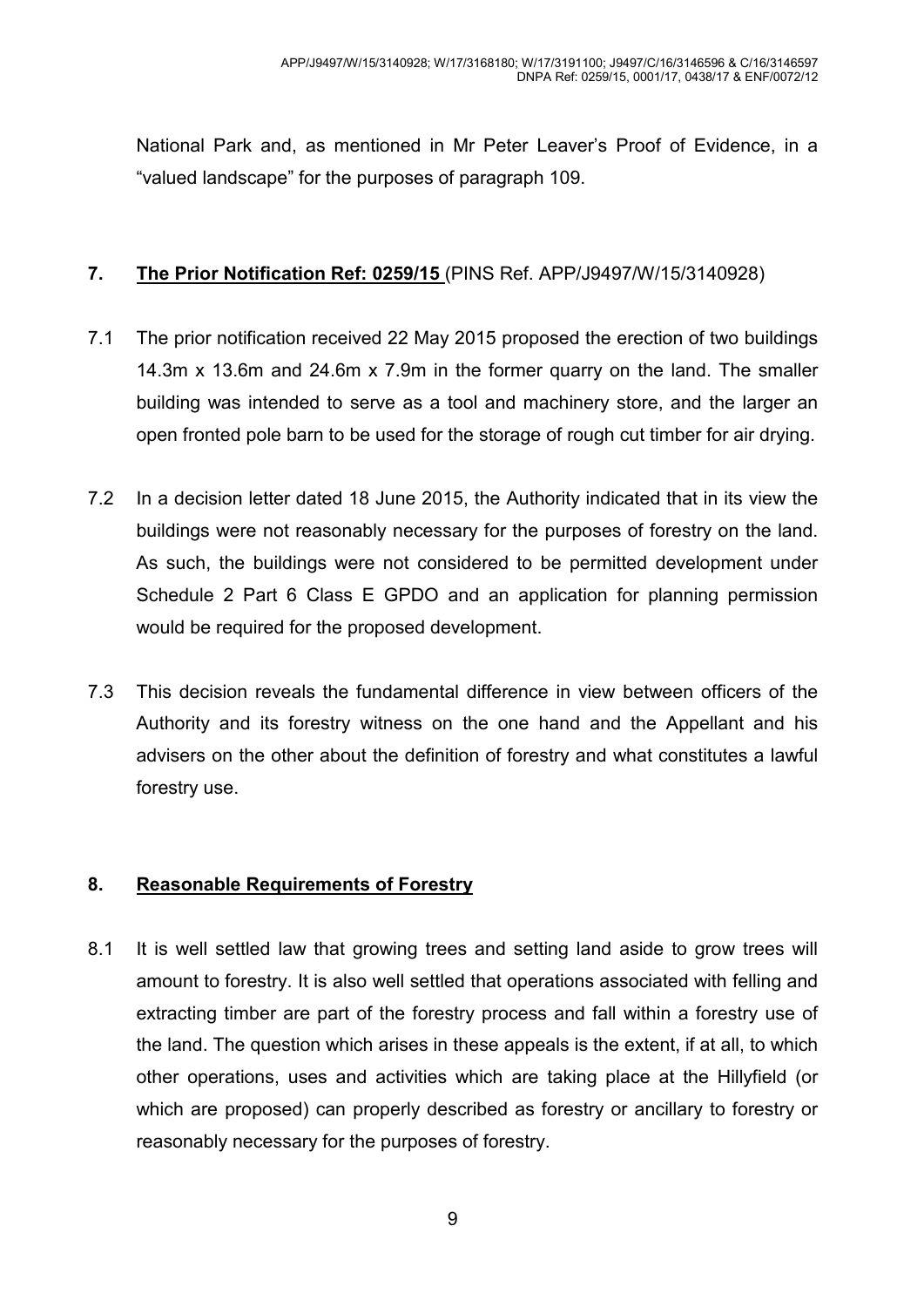National Park and, as mentioned in Mr Peter Leaver's Proof of Evidence, in a "valued landscape" for the purposes of paragraph 109.

## 7. <u>The Prior Notification Ref: 0259/15</u> (PINS Ref. APP/J9497/W/15/3140928)

7.1 The prior notification received 22 May 2015 proposed the erection of two buildings 14.3m x 13.6m and 24.6m x 7.9m in the former quarry on the land. The smaller building was intended to serve as a tool and machinery store, and the larger an open fronted pole barn to be used for the storage of rough cut timber for air drying.

7.2 In a decision letter dated 18 June 2015, the Authority indicated that in its view the buildings were not reasonably necessary for the purposes of forestry on the land. As such, the buildings were not considered to be permitted development under Schedule 2 Part 6 Class E GPDO and an application for planning permission would be required for the proposed development.

7.3 This decision reveals the fundamental difference in view between officers of the Authority and its forestry witness on the one hand and the Appellant and his advisers on the other about the definition of forestry and what constitutes a lawful forestry use.

## 8. <u>Reasonable Requirements of Forestry</u>

8.1 It is well settled law that growing trees and setting land aside to grow trees will amount to forestry. It is also well settled that operations associated with felling and extracting timber are part of the forestry process and fall within a forestry use of the land. The question which arises in these appeals is the extent, if at all, to which other operations, uses and activities which are taking place at the Hillyfield (or which are proposed) can properly described as forestry or ancillary to forestry or reasonably necessary for the purposes of forestry.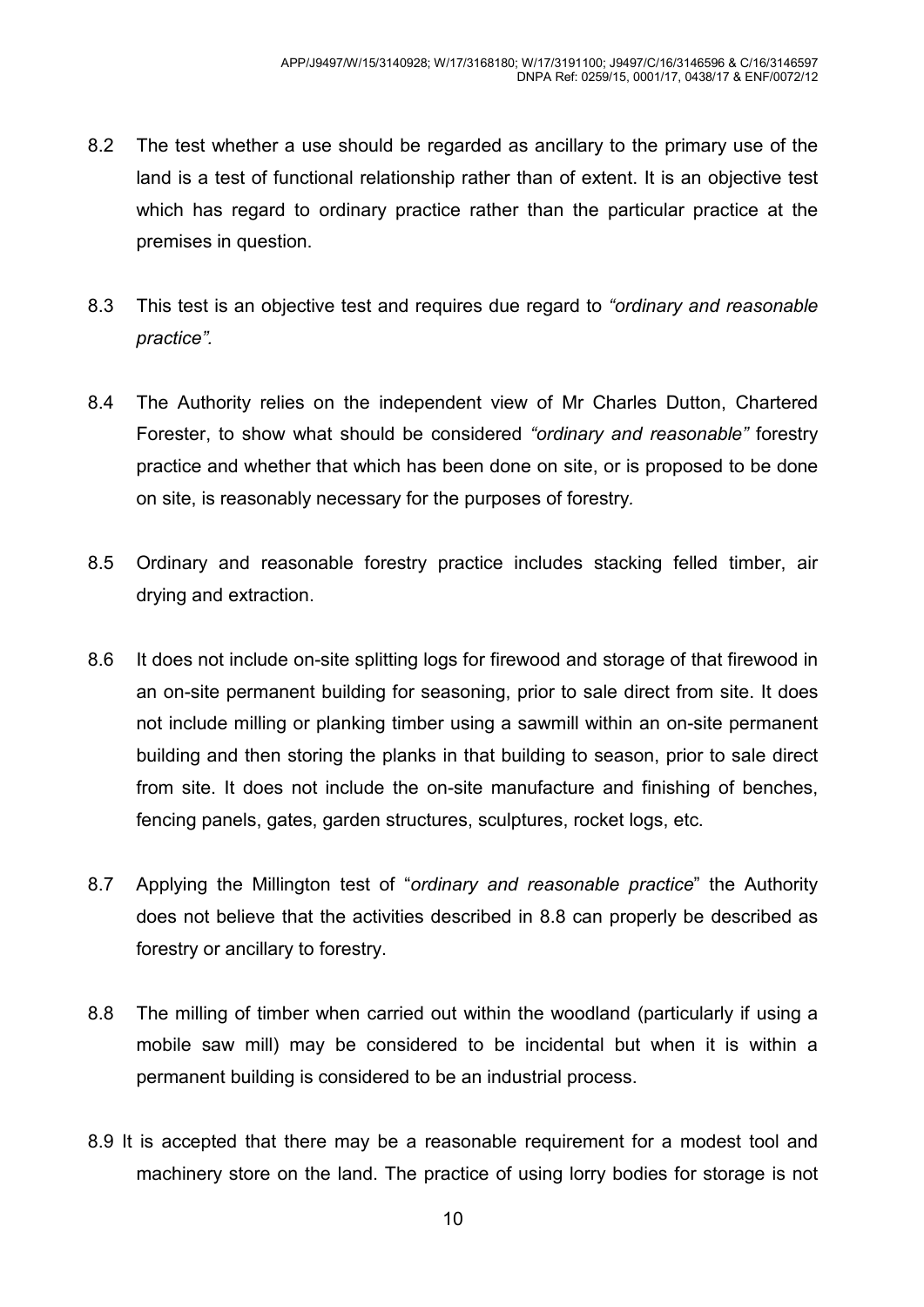8.2 The test whether a use should be regarded as ancillary to the primary use of the land is a test of functional relationship rather than of extent. It is an objective test which has regard to ordinary practice rather than the particular practice at the premises in question.

8.3 This test is an objective test and requires due regard to *"ordinary and reasonable practice"*.

8.4 The Authority relies on the independent view of Mr Charles Dutton, Chartered Forester, to show what should be considered *"ordinary and reasonable"* forestry practice and whether that which has been done on site, or is proposed to be done on site, is reasonably necessary for the purposes of forestry.

8.5 Ordinary and reasonable forestry practice includes stacking felled timber, air drying and extraction.

8.6 It does not include on-site splitting logs for firewood and storage of that firewood in an on-site permanent building for seasoning, prior to sale direct from site. It does not include milling or planking timber using a sawmill within an on-site permanent building and then storing the planks in that building to season, prior to sale direct from site. It does not include the on-site manufacture and finishing of benches, fencing panels, gates, garden structures, sculptures, rocket logs, etc.

8.7 Applying the Millington test of "*ordinary and reasonable practice*" the Authority does not believe that the activities described in 8.8 can properly be described as forestry or ancillary to forestry.

8.8 The milling of timber when carried out within the woodland (particularly if using a mobile saw mill) may be considered to be incidental but when it is within a permanent building is considered to be an industrial process.

8.9 It is accepted that there may be a reasonable requirement for a modest tool and machinery store on the land. The practice of using lorry bodies for storage is not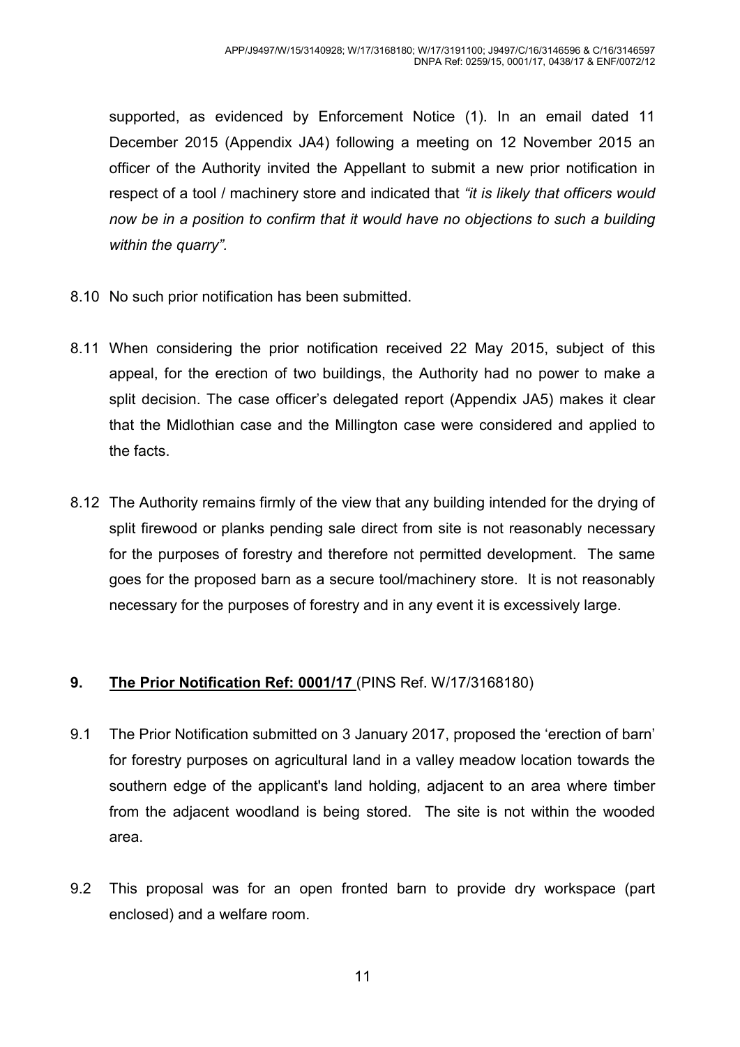supported, as evidenced by Enforcement Notice (1). In an email dated 11 December 2015 (Appendix JA4) following a meeting on 12 November 2015 an officer of the Authority invited the Appellant to submit a new prior notification in respect of a tool / machinery store and indicated that *"it is likely that officers would now be in a position to confirm that it would have no objections to such a building within the quarry".*

8.10 No such prior notification has been submitted.

8.11 When considering the prior notification received 22 May 2015, subject of this appeal, for the erection of two buildings, the Authority had no power to make a split decision. The case officer's delegated report (Appendix JA5) makes it clear that the Midlothian case and the Millington case were considered and applied to the facts.

8.12 The Authority remains firmly of the view that any building intended for the drying of split firewood or planks pending sale direct from site is not reasonably necessary for the purposes of forestry and therefore not permitted development. The same goes for the proposed barn as a secure tool/machinery store. It is not reasonably necessary for the purposes of forestry and in any event it is excessively large.

## 9. The Prior Notification Ref: 0001/17 (PINS Ref. W/17/3168180)

9.1 The Prior Notification submitted on 3 January 2017, proposed the 'erection of barn' for forestry purposes on agricultural land in a valley meadow location towards the southern edge of the applicant's land holding, adjacent to an area where timber from the adjacent woodland is being stored. The site is not within the wooded area.

9.2 This proposal was for an open fronted barn to provide dry workspace (part enclosed) and a welfare room.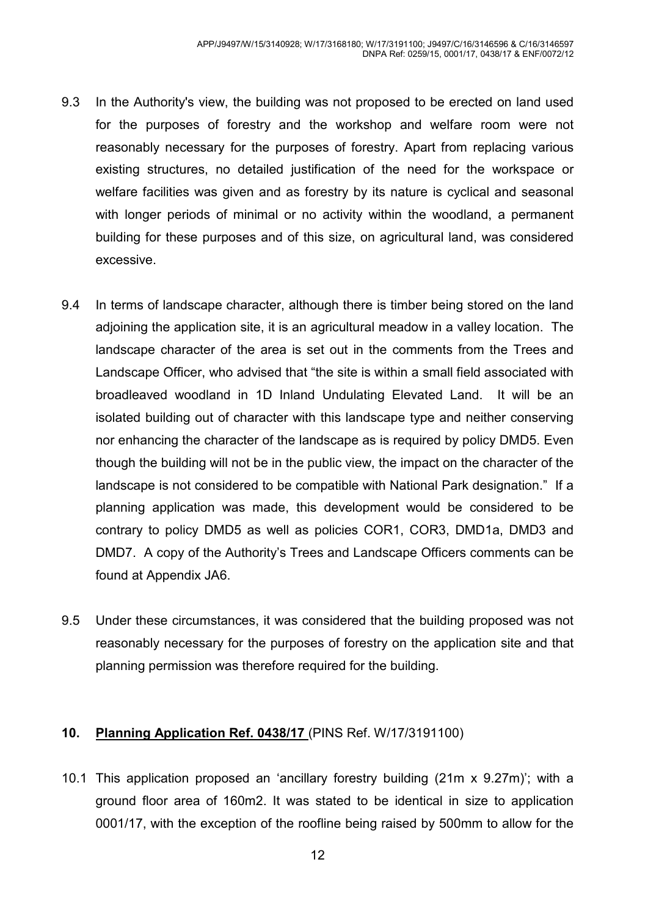9.3 In the Authority's view, the building was not proposed to be erected on land used for the purposes of forestry and the workshop and welfare room were not reasonably necessary for the purposes of forestry. Apart from replacing various existing structures, no detailed justification of the need for the workspace or welfare facilities was given and as forestry by its nature is cyclical and seasonal with longer periods of minimal or no activity within the woodland, a permanent building for these purposes and of this size, on agricultural land, was considered excessive.

9.4 In terms of landscape character, although there is timber being stored on the land adjoining the application site, it is an agricultural meadow in a valley location. The landscape character of the area is set out in the comments from the Trees and Landscape Officer, who advised that "the site is within a small field associated with broadleaved woodland in 1D Inland Undulating Elevated Land. It will be an isolated building out of character with this landscape type and neither conserving nor enhancing the character of the landscape as is required by policy DMD5. Even though the building will not be in the public view, the impact on the character of the landscape is not considered to be compatible with National Park designation." If a planning application was made, this development would be considered to be contrary to policy DMD5 as well as policies COR1, COR3, DMD1a, DMD3 and DMD7. A copy of the Authority's Trees and Landscape Officers comments can be found at Appendix JA6.

9.5 Under these circumstances, it was considered that the building proposed was not reasonably necessary for the purposes of forestry on the application site and that planning permission was therefore required for the building.

## 10. Planning Application Ref. 0438/17 (PINS Ref. W/17/3191100)

10.1 This application proposed an 'ancillary forestry building (21m x 9.27m)'; with a ground floor area of 160m2. It was stated to be identical in size to application 0001/17, with the exception of the roofline being raised by 500mm to allow for the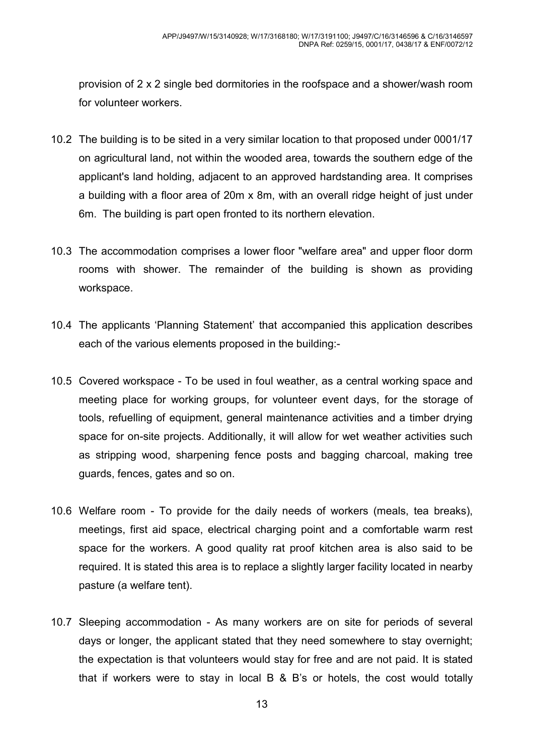provision of 2 x 2 single bed dormitories in the roofspace and a shower/wash room for volunteer workers.

10.2 The building is to be sited in a very similar location to that proposed under 0001/17 on agricultural land, not within the wooded area, towards the southern edge of the applicant's land holding, adjacent to an approved hardstanding area. It comprises a building with a floor area of 20m x 8m, with an overall ridge height of just under 6m. The building is part open fronted to its northern elevation.

10.3 The accommodation comprises a lower floor "welfare area" and upper floor dorm rooms with shower. The remainder of the building is shown as providing workspace.

10.4 The applicants 'Planning Statement' that accompanied this application describes each of the various elements proposed in the building:-

10.5 Covered workspace - To be used in foul weather, as a central working space and meeting place for working groups, for volunteer event days, for the storage of tools, refuelling of equipment, general maintenance activities and a timber drying space for on-site projects. Additionally, it will allow for wet weather activities such as stripping wood, sharpening fence posts and bagging charcoal, making tree guards, fences, gates and so on.

10.6 Welfare room - To provide for the daily needs of workers (meals, tea breaks), meetings, first aid space, electrical charging point and a comfortable warm rest space for the workers. A good quality rat proof kitchen area is also said to be required. It is stated this area is to replace a slightly larger facility located in nearby pasture (a welfare tent).

10.7 Sleeping accommodation - As many workers are on site for periods of several days or longer, the applicant stated that they need somewhere to stay overnight; the expectation is that volunteers would stay for free and are not paid. It is stated that if workers were to stay in local B & B's or hotels, the cost would totally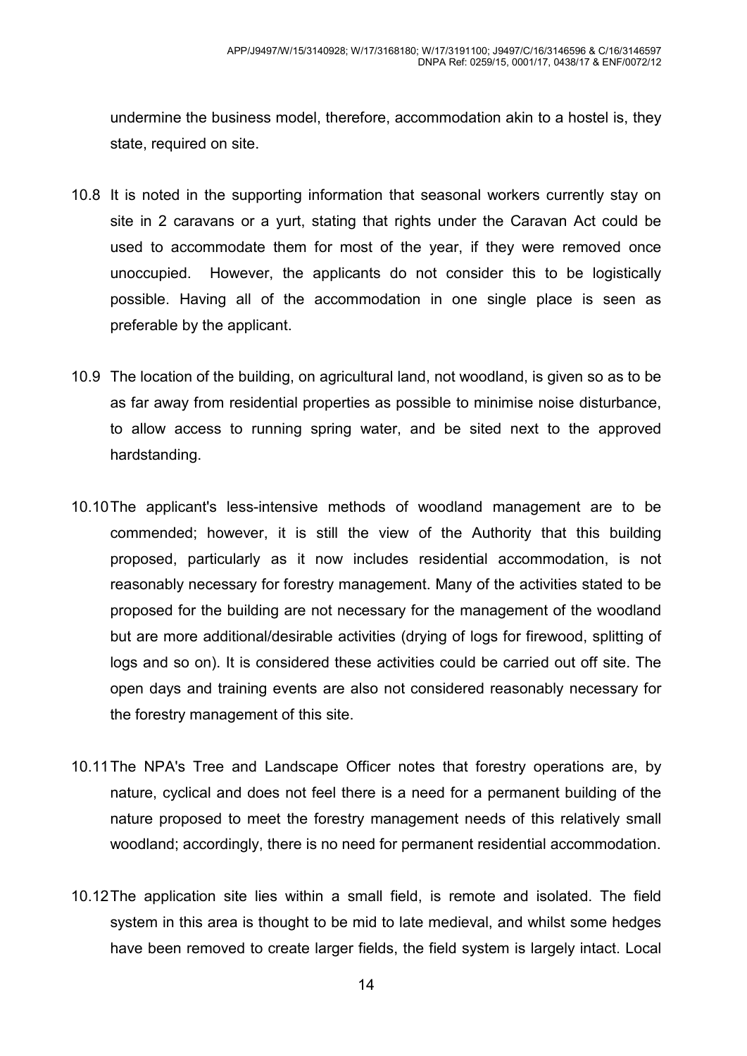undermine the business model, therefore, accommodation akin to a hostel is, they state, required on site.

10.8 It is noted in the supporting information that seasonal workers currently stay on site in 2 caravans or a yurt, stating that rights under the Caravan Act could be used to accommodate them for most of the year, if they were removed once unoccupied. However, the applicants do not consider this to be logistically possible. Having all of the accommodation in one single place is seen as preferable by the applicant.

10.9 The location of the building, on agricultural land, not woodland, is given so as to be as far away from residential properties as possible to minimise noise disturbance, to allow access to running spring water, and be sited next to the approved hardstanding.

10.10 The applicant's less-intensive methods of woodland management are to be commended; however, it is still the view of the Authority that this building proposed, particularly as it now includes residential accommodation, is not reasonably necessary for forestry management. Many of the activities stated to be proposed for the building are not necessary for the management of the woodland but are more additional/desirable activities (drying of logs for firewood, splitting of logs and so on). It is considered these activities could be carried out off site. The open days and training events are also not considered reasonably necessary for the forestry management of this site.

10.11 The NPA's Tree and Landscape Officer notes that forestry operations are, by nature, cyclical and does not feel there is a need for a permanent building of the nature proposed to meet the forestry management needs of this relatively small woodland; accordingly, there is no need for permanent residential accommodation.

10.12 The application site lies within a small field, is remote and isolated. The field system in this area is thought to be mid to late medieval, and whilst some hedges have been removed to create larger fields, the field system is largely intact. Local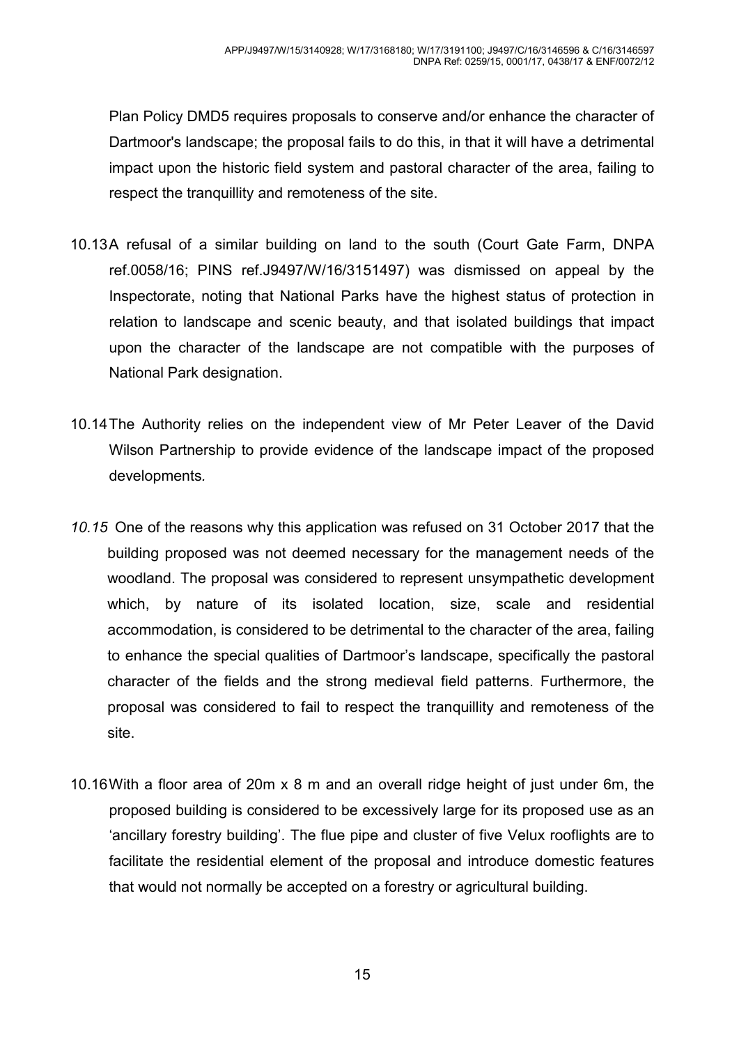Plan Policy DMD5 requires proposals to conserve and/or enhance the character of Dartmoor's landscape; the proposal fails to do this, in that it will have a detrimental impact upon the historic field system and pastoral character of the area, failing to respect the tranquillity and remoteness of the site.

10.13 A refusal of a similar building on land to the south (Court Gate Farm, DNPA ref.0058/16; PINS ref.J9497/W/16/3151497) was dismissed on appeal by the Inspectorate, noting that National Parks have the highest status of protection in relation to landscape and scenic beauty, and that isolated buildings that impact upon the character of the landscape are not compatible with the purposes of National Park designation.

10.14 The Authority relies on the independent view of Mr Peter Leaver of the David Wilson Partnership to provide evidence of the landscape impact of the proposed developments.

*10.15* One of the reasons why this application was refused on 31 October 2017 that the building proposed was not deemed necessary for the management needs of the woodland. The proposal was considered to represent unsympathetic development which, by nature of its isolated location, size, scale and residential accommodation, is considered to be detrimental to the character of the area, failing to enhance the special qualities of Dartmoor's landscape, specifically the pastoral character of the fields and the strong medieval field patterns. Furthermore, the proposal was considered to fail to respect the tranquillity and remoteness of the site.

10.16 With a floor area of 20m x 8 m and an overall ridge height of just under 6m, the proposed building is considered to be excessively large for its proposed use as an 'ancillary forestry building'. The flue pipe and cluster of five Velux rooflights are to facilitate the residential element of the proposal and introduce domestic features that would not normally be accepted on a forestry or agricultural building.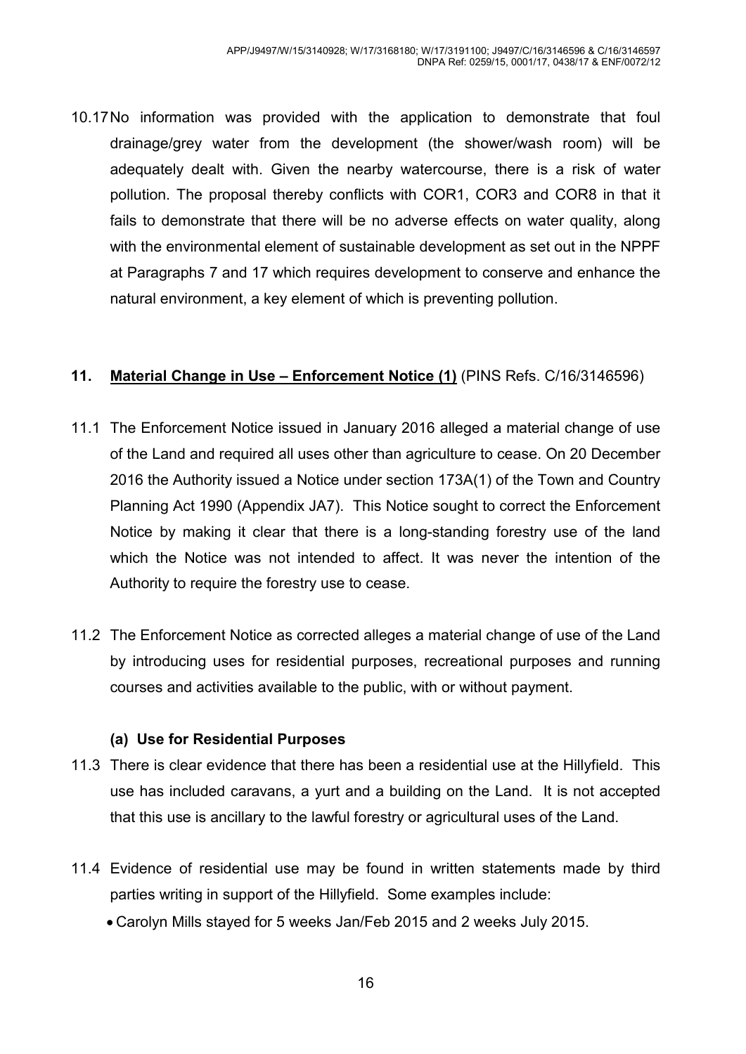10.17 No information was provided with the application to demonstrate that foul drainage/grey water from the development (the shower/wash room) will be adequately dealt with. Given the nearby watercourse, there is a risk of water pollution. The proposal thereby conflicts with COR1, COR3 and COR8 in that it fails to demonstrate that there will be no adverse effects on water quality, along with the environmental element of sustainable development as set out in the NPPF at Paragraphs 7 and 17 which requires development to conserve and enhance the natural environment, a key element of which is preventing pollution.

## 11. **Material Change in Use – Enforcement Notice (1)** (PINS Refs. C/16/3146596)

11.1 The Enforcement Notice issued in January 2016 alleged a material change of use of the Land and required all uses other than agriculture to cease. On 20 December 2016 the Authority issued a Notice under section 173A(1) of the Town and Country Planning Act 1990 (Appendix JA7). This Notice sought to correct the Enforcement Notice by making it clear that there is a long-standing forestry use of the land which the Notice was not intended to affect. It was never the intention of the Authority to require the forestry use to cease.

11.2 The Enforcement Notice as corrected alleges a material change of use of the Land by introducing uses for residential purposes, recreational purposes and running courses and activities available to the public, with or without payment.

### (a) Use for Residential Purposes

11.3 There is clear evidence that there has been a residential use at the Hillyfield. This use has included caravans, a yurt and a building on the Land. It is not accepted that this use is ancillary to the lawful forestry or agricultural uses of the Land.

11.4 Evidence of residential use may be found in written statements made by third parties writing in support of the Hillyfield. Some examples include:

- Carolyn Mills stayed for 5 weeks Jan/Feb 2015 and 2 weeks July 2015.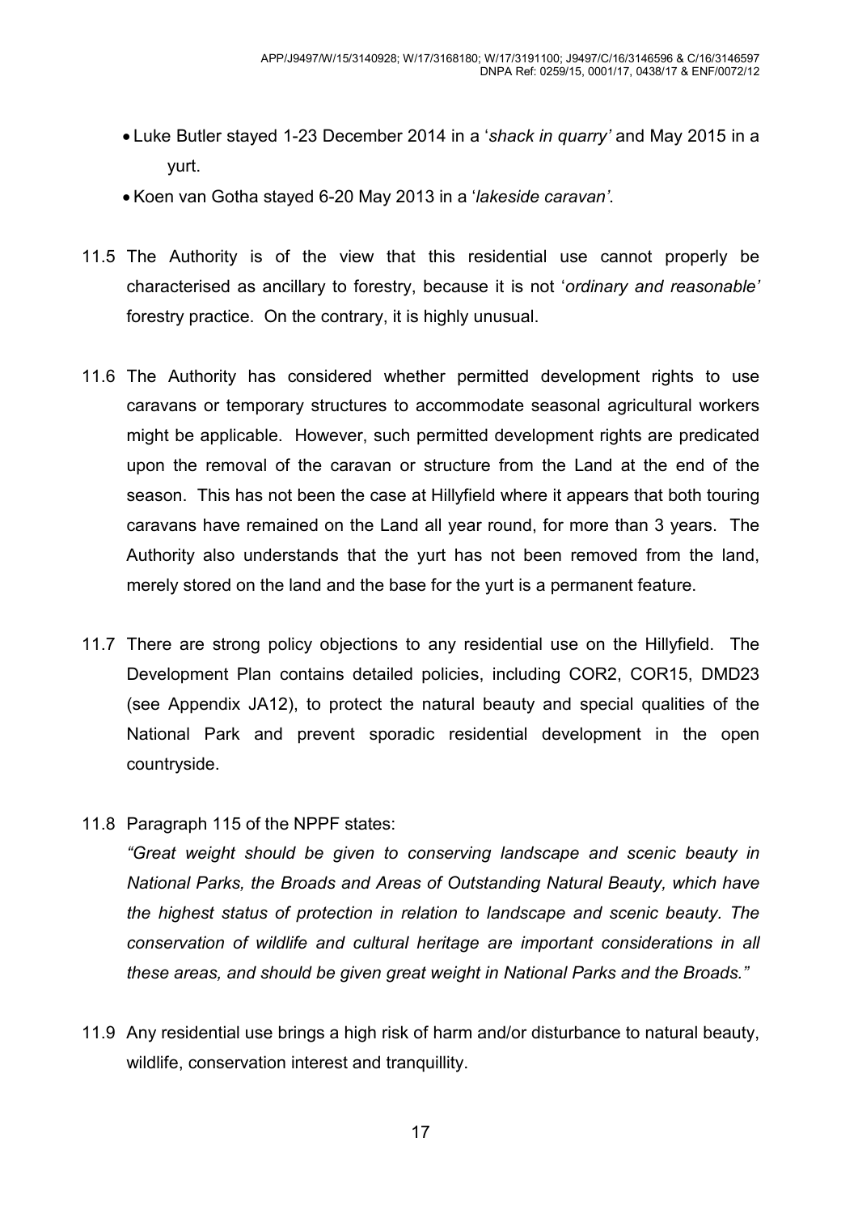- Luke Butler stayed 1-23 December 2014 in a '*shack in quarry'* and May 2015 in a yurt.
- Koen van Gotha stayed 6-20 May 2013 in a '*lakeside caravan'*.

11.5 The Authority is of the view that this residential use cannot properly be characterised as ancillary to forestry, because it is not '*ordinary and reasonable'* forestry practice. On the contrary, it is highly unusual.

11.6 The Authority has considered whether permitted development rights to use caravans or temporary structures to accommodate seasonal agricultural workers might be applicable. However, such permitted development rights are predicated upon the removal of the caravan or structure from the Land at the end of the season. This has not been the case at Hillyfield where it appears that both touring caravans have remained on the Land all year round, for more than 3 years. The Authority also understands that the yurt has not been removed from the land, merely stored on the land and the base for the yurt is a permanent feature.

11.7 There are strong policy objections to any residential use on the Hillyfield. The Development Plan contains detailed policies, including COR2, COR15, DMD23 (see Appendix JA12), to protect the natural beauty and special qualities of the National Park and prevent sporadic residential development in the open countryside.

11.8 Paragraph 115 of the NPPF states:

*"Great weight should be given to conserving landscape and scenic beauty in National Parks, the Broads and Areas of Outstanding Natural Beauty, which have the highest status of protection in relation to landscape and scenic beauty. The conservation of wildlife and cultural heritage are important considerations in all these areas, and should be given great weight in National Parks and the Broads."*

11.9 Any residential use brings a high risk of harm and/or disturbance to natural beauty, wildlife, conservation interest and tranquillity.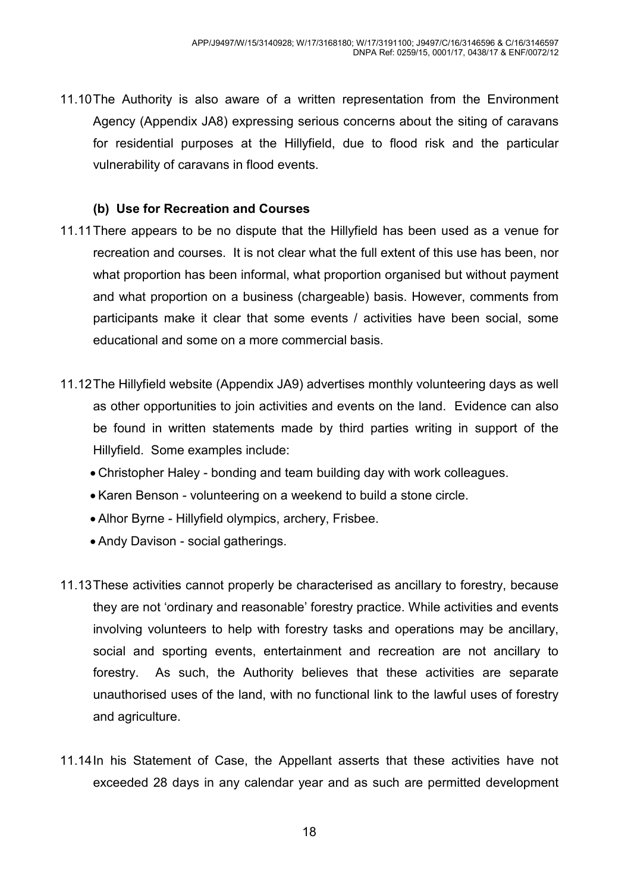11.10 The Authority is also aware of a written representation from the Environment Agency (Appendix JA8) expressing serious concerns about the siting of caravans for residential purposes at the Hillyfield, due to flood risk and the particular vulnerability of caravans in flood events.

### (b) Use for Recreation and Courses

11.11 There appears to be no dispute that the Hillyfield has been used as a venue for recreation and courses. It is not clear what the full extent of this use has been, nor what proportion has been informal, what proportion organised but without payment and what proportion on a business (chargeable) basis. However, comments from participants make it clear that some events / activities have been social, some educational and some on a more commercial basis.

11.12 The Hillyfield website (Appendix JA9) advertises monthly volunteering days as well as other opportunities to join activities and events on the land. Evidence can also be found in written statements made by third parties writing in support of the Hillyfield. Some examples include:

- Christopher Haley - bonding and team building day with work colleagues.
- Karen Benson - volunteering on a weekend to build a stone circle.
- Alhor Byrne - Hillyfield olympics, archery, Frisbee.
- Andy Davison - social gatherings.

11.13 These activities cannot properly be characterised as ancillary to forestry, because they are not 'ordinary and reasonable' forestry practice. While activities and events involving volunteers to help with forestry tasks and operations may be ancillary, social and sporting events, entertainment and recreation are not ancillary to forestry. As such, the Authority believes that these activities are separate unauthorised uses of the land, with no functional link to the lawful uses of forestry and agriculture.

11.14 In his Statement of Case, the Appellant asserts that these activities have not exceeded 28 days in any calendar year and as such are permitted development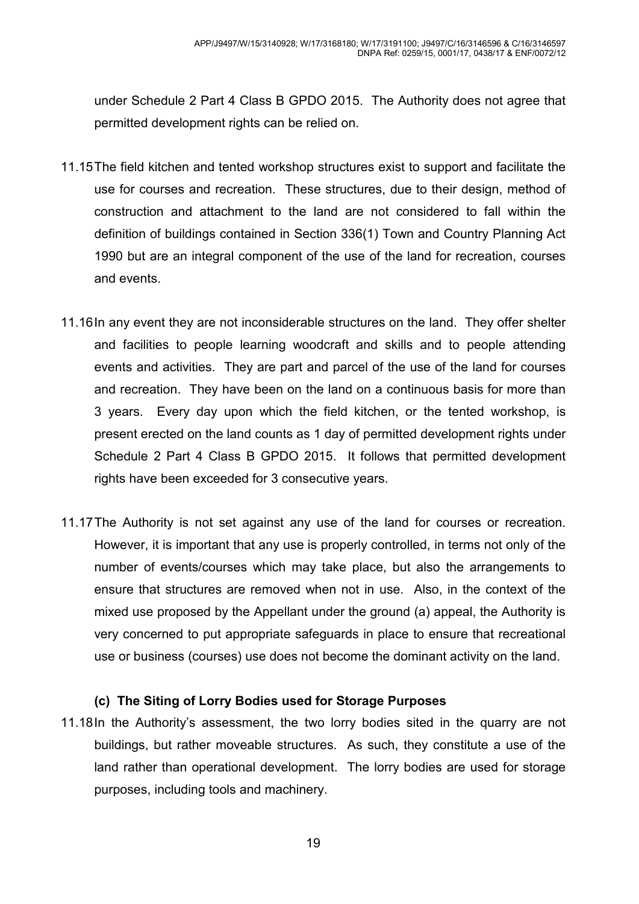under Schedule 2 Part 4 Class B GPDO 2015. The Authority does not agree that permitted development rights can be relied on.

11.15 The field kitchen and tented workshop structures exist to support and facilitate the use for courses and recreation. These structures, due to their design, method of construction and attachment to the land are not considered to fall within the definition of buildings contained in Section 336(1) Town and Country Planning Act 1990 but are an integral component of the use of the land for recreation, courses and events.

11.16 In any event they are not inconsiderable structures on the land. They offer shelter and facilities to people learning woodcraft and skills and to people attending events and activities. They are part and parcel of the use of the land for courses and recreation. They have been on the land on a continuous basis for more than 3 years. Every day upon which the field kitchen, or the tented workshop, is present erected on the land counts as 1 day of permitted development rights under Schedule 2 Part 4 Class B GPDO 2015. It follows that permitted development rights have been exceeded for 3 consecutive years.

11.17 The Authority is not set against any use of the land for courses or recreation. However, it is important that any use is properly controlled, in terms not only of the number of events/courses which may take place, but also the arrangements to ensure that structures are removed when not in use. Also, in the context of the mixed use proposed by the Appellant under the ground (a) appeal, the Authority is very concerned to put appropriate safeguards in place to ensure that recreational use or business (courses) use does not become the dominant activity on the land.

### (c) The Siting of Lorry Bodies used for Storage Purposes

11.18 In the Authority's assessment, the two lorry bodies sited in the quarry are not buildings, but rather moveable structures. As such, they constitute a use of the land rather than operational development. The lorry bodies are used for storage purposes, including tools and machinery.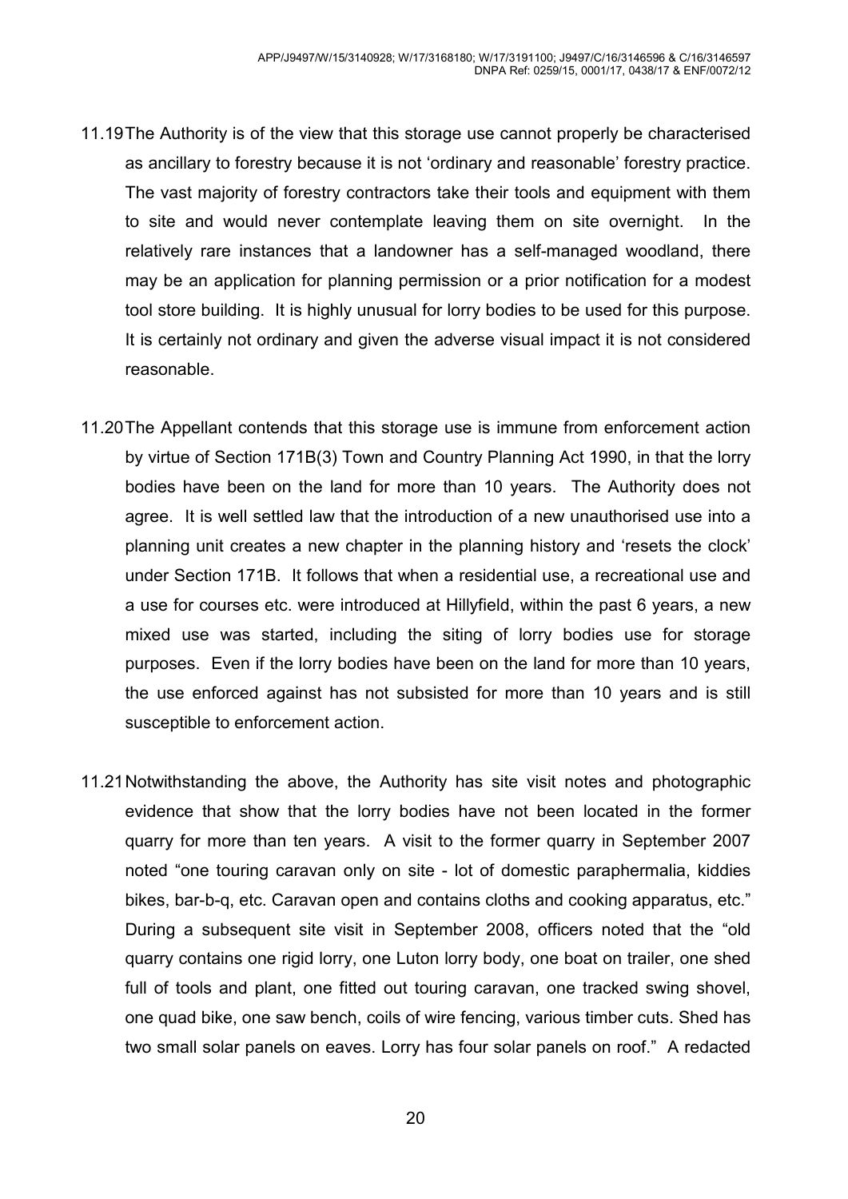11.19 The Authority is of the view that this storage use cannot properly be characterised as ancillary to forestry because it is not 'ordinary and reasonable' forestry practice. The vast majority of forestry contractors take their tools and equipment with them to site and would never contemplate leaving them on site overnight. In the relatively rare instances that a landowner has a self-managed woodland, there may be an application for planning permission or a prior notification for a modest tool store building. It is highly unusual for lorry bodies to be used for this purpose. It is certainly not ordinary and given the adverse visual impact it is not considered reasonable.

11.20 The Appellant contends that this storage use is immune from enforcement action by virtue of Section 171B(3) Town and Country Planning Act 1990, in that the lorry bodies have been on the land for more than 10 years. The Authority does not agree. It is well settled law that the introduction of a new unauthorised use into a planning unit creates a new chapter in the planning history and 'resets the clock' under Section 171B. It follows that when a residential use, a recreational use and a use for courses etc. were introduced at Hillyfield, within the past 6 years, a new mixed use was started, including the siting of lorry bodies use for storage purposes. Even if the lorry bodies have been on the land for more than 10 years, the use enforced against has not subsisted for more than 10 years and is still susceptible to enforcement action.

11.21 Notwithstanding the above, the Authority has site visit notes and photographic evidence that show that the lorry bodies have not been located in the former quarry for more than ten years. A visit to the former quarry in September 2007 noted "one touring caravan only on site - lot of domestic paraphermalia, kiddies bikes, bar-b-q, etc. Caravan open and contains cloths and cooking apparatus, etc." During a subsequent site visit in September 2008, officers noted that the "old quarry contains one rigid lorry, one Luton lorry body, one boat on trailer, one shed full of tools and plant, one fitted out touring caravan, one tracked swing shovel, one quad bike, one saw bench, coils of wire fencing, various timber cuts. Shed has two small solar panels on eaves. Lorry has four solar panels on roof." A redacted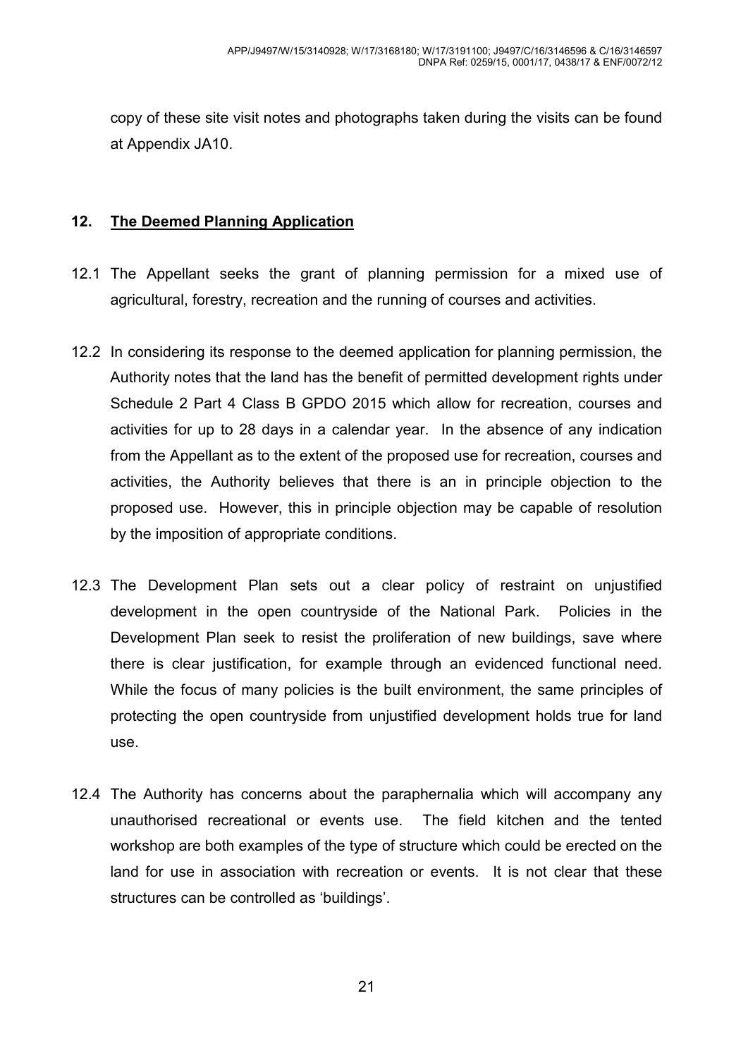copy of these site visit notes and photographs taken during the visits can be found at Appendix JA10.

## 12. The Deemed Planning Application

12.1 The Appellant seeks the grant of planning permission for a mixed use of agricultural, forestry, recreation and the running of courses and activities.

12.2 In considering its response to the deemed application for planning permission, the Authority notes that the land has the benefit of permitted development rights under Schedule 2 Part 4 Class B GPDO 2015 which allow for recreation, courses and activities for up to 28 days in a calendar year. In the absence of any indication from the Appellant as to the extent of the proposed use for recreation, courses and activities, the Authority believes that there is an in principle objection to the proposed use. However, this in principle objection may be capable of resolution by the imposition of appropriate conditions.

12.3 The Development Plan sets out a clear policy of restraint on unjustified development in the open countryside of the National Park. Policies in the Development Plan seek to resist the proliferation of new buildings, save where there is clear justification, for example through an evidenced functional need. While the focus of many policies is the built environment, the same principles of protecting the open countryside from unjustified development holds true for land use.

12.4 The Authority has concerns about the paraphernalia which will accompany any unauthorised recreational or events use. The field kitchen and the tented workshop are both examples of the type of structure which could be erected on the land for use in association with recreation or events. It is not clear that these structures can be controlled as 'buildings'.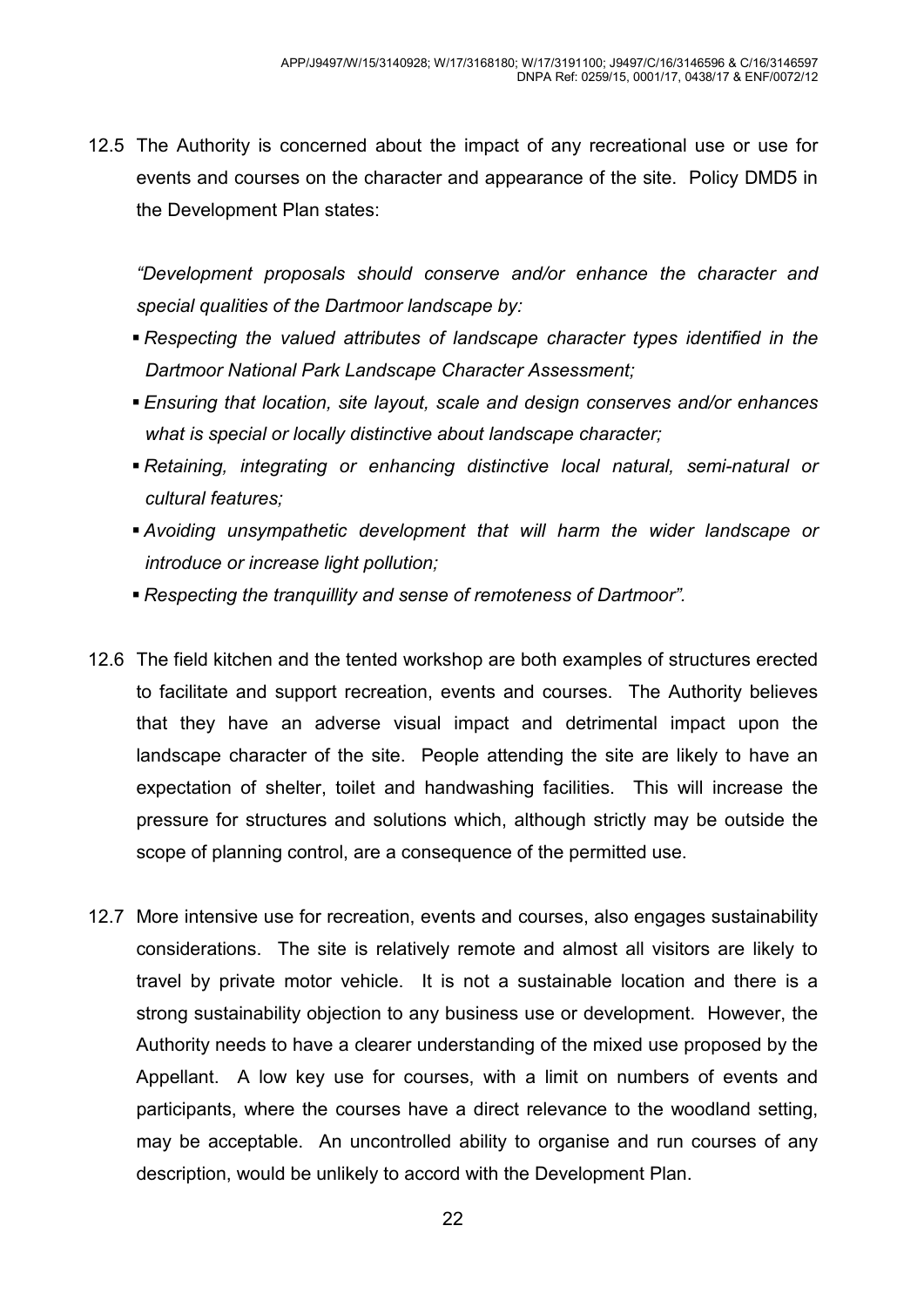12.5 The Authority is concerned about the impact of any recreational use or use for events and courses on the character and appearance of the site. Policy DMD5 in the Development Plan states:

*"Development proposals should conserve and/or enhance the character and special qualities of the Dartmoor landscape by:*

- *Respecting the valued attributes of landscape character types identified in the Dartmoor National Park Landscape Character Assessment;*
- *Ensuring that location, site layout, scale and design conserves and/or enhances what is special or locally distinctive about landscape character;*
- *Retaining, integrating or enhancing distinctive local natural, semi-natural or cultural features;*
- *Avoiding unsympathetic development that will harm the wider landscape or introduce or increase light pollution;*
- *Respecting the tranquillity and sense of remoteness of Dartmoor".*

12.6 The field kitchen and the tented workshop are both examples of structures erected to facilitate and support recreation, events and courses. The Authority believes that they have an adverse visual impact and detrimental impact upon the landscape character of the site. People attending the site are likely to have an expectation of shelter, toilet and handwashing facilities. This will increase the pressure for structures and solutions which, although strictly may be outside the scope of planning control, are a consequence of the permitted use.

12.7 More intensive use for recreation, events and courses, also engages sustainability considerations. The site is relatively remote and almost all visitors are likely to travel by private motor vehicle. It is not a sustainable location and there is a strong sustainability objection to any business use or development. However, the Authority needs to have a clearer understanding of the mixed use proposed by the Appellant. A low key use for courses, with a limit on numbers of events and participants, where the courses have a direct relevance to the woodland setting, may be acceptable. An uncontrolled ability to organise and run courses of any description, would be unlikely to accord with the Development Plan.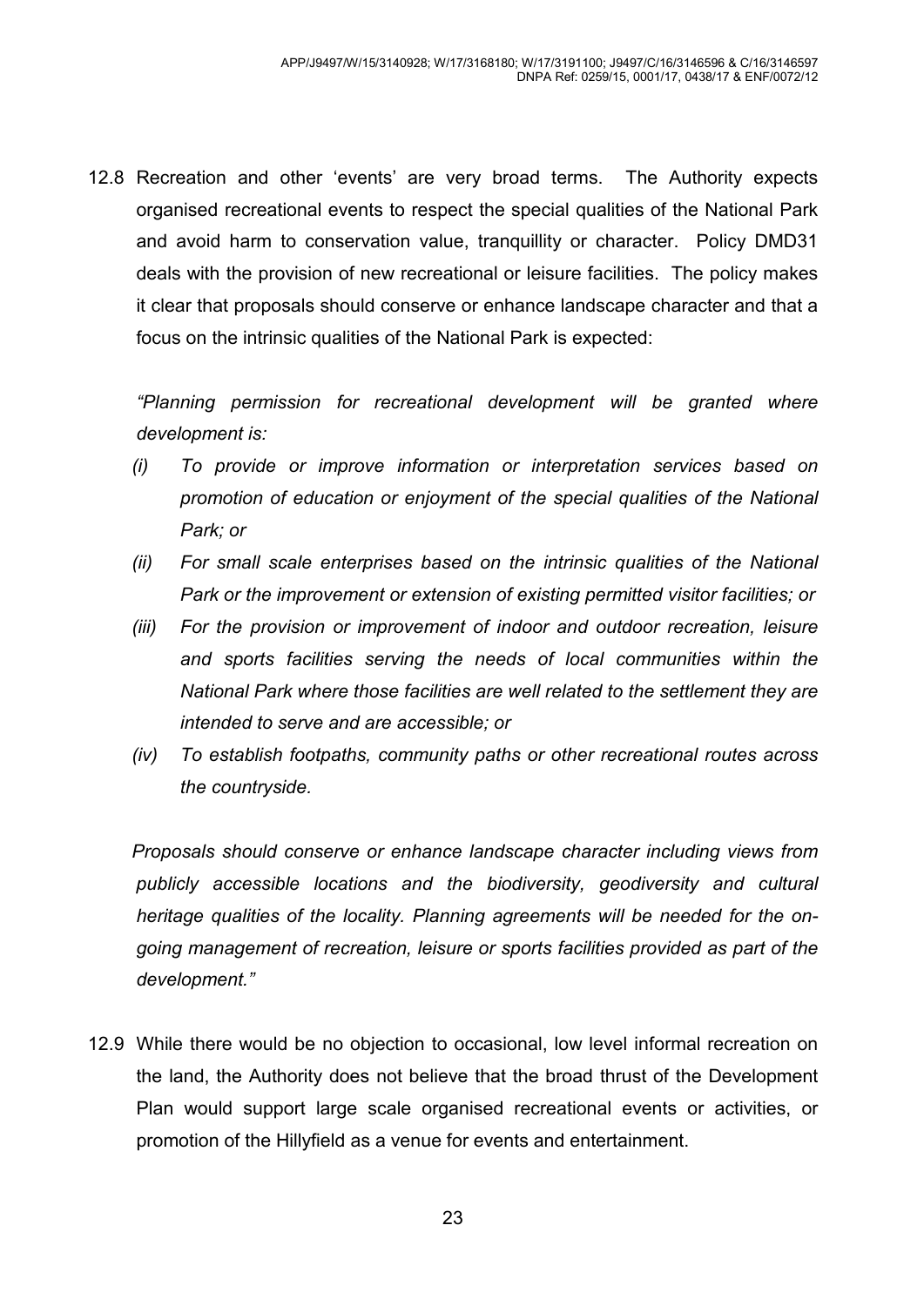12.8 Recreation and other 'events' are very broad terms. The Authority expects organised recreational events to respect the special qualities of the National Park and avoid harm to conservation value, tranquillity or character. Policy DMD31 deals with the provision of new recreational or leisure facilities. The policy makes it clear that proposals should conserve or enhance landscape character and that a focus on the intrinsic qualities of the National Park is expected:

*"Planning permission for recreational development will be granted where development is:*

- *(i) To provide or improve information or interpretation services based on promotion of education or enjoyment of the special qualities of the National Park; or*
- *(ii) For small scale enterprises based on the intrinsic qualities of the National Park or the improvement or extension of existing permitted visitor facilities; or*
- *(iii) For the provision or improvement of indoor and outdoor recreation, leisure and sports facilities serving the needs of local communities within the National Park where those facilities are well related to the settlement they are intended to serve and are accessible; or*
- *(iv) To establish footpaths, community paths or other recreational routes across the countryside.*

*Proposals should conserve or enhance landscape character including views from publicly accessible locations and the biodiversity, geodiversity and cultural heritage qualities of the locality. Planning agreements will be needed for the on-going management of recreation, leisure or sports facilities provided as part of the development."*

12.9 While there would be no objection to occasional, low level informal recreation on the land, the Authority does not believe that the broad thrust of the Development Plan would support large scale organised recreational events or activities, or promotion of the Hillyfield as a venue for events and entertainment.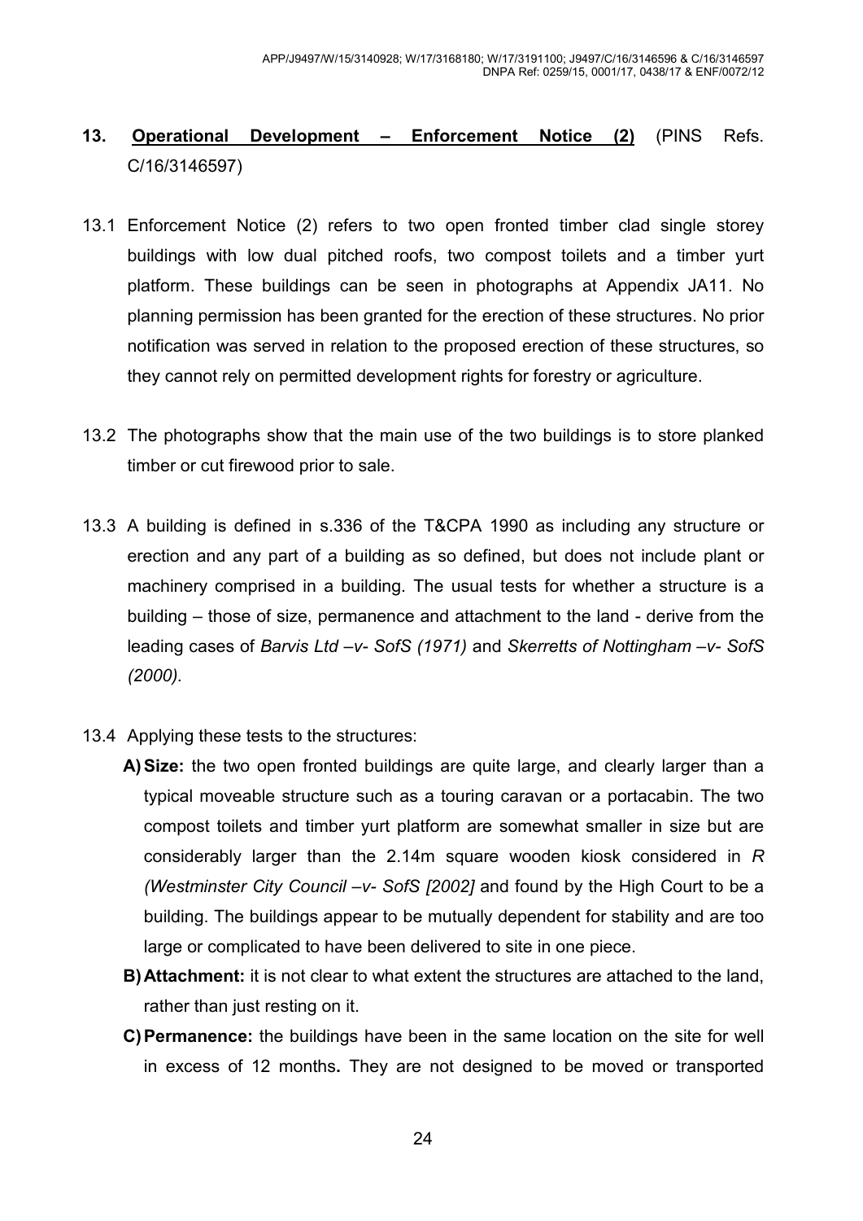## 13. Operational Development – Enforcement Notice (2) (PINS Refs. C/16/3146597)

13.1 Enforcement Notice (2) refers to two open fronted timber clad single storey buildings with low dual pitched roofs, two compost toilets and a timber yurt platform. These buildings can be seen in photographs at Appendix JA11. No planning permission has been granted for the erection of these structures. No prior notification was served in relation to the proposed erection of these structures, so they cannot rely on permitted development rights for forestry or agriculture.

13.2 The photographs show that the main use of the two buildings is to store planked timber or cut firewood prior to sale.

13.3 A building is defined in s.336 of the T&CPA 1990 as including any structure or erection and any part of a building as so defined, but does not include plant or machinery comprised in a building. The usual tests for whether a structure is a building – those of size, permanence and attachment to the land - derive from the leading cases of *Barvis Ltd –v- SofS (1971)* and *Skerretts of Nottingham –v- SofS (2000).*

13.4 Applying these tests to the structures:

**A) Size:** the two open fronted buildings are quite large, and clearly larger than a typical moveable structure such as a touring caravan or a portacabin. The two compost toilets and timber yurt platform are somewhat smaller in size but are considerably larger than the 2.14m square wooden kiosk considered in *R (Westminster City Council –v- SofS [2002]* and found by the High Court to be a building. The buildings appear to be mutually dependent for stability and are too large or complicated to have been delivered to site in one piece.

**B) Attachment:** it is not clear to what extent the structures are attached to the land, rather than just resting on it.

**C) Permanence:** the buildings have been in the same location on the site for well in excess of 12 months**.** They are not designed to be moved or transported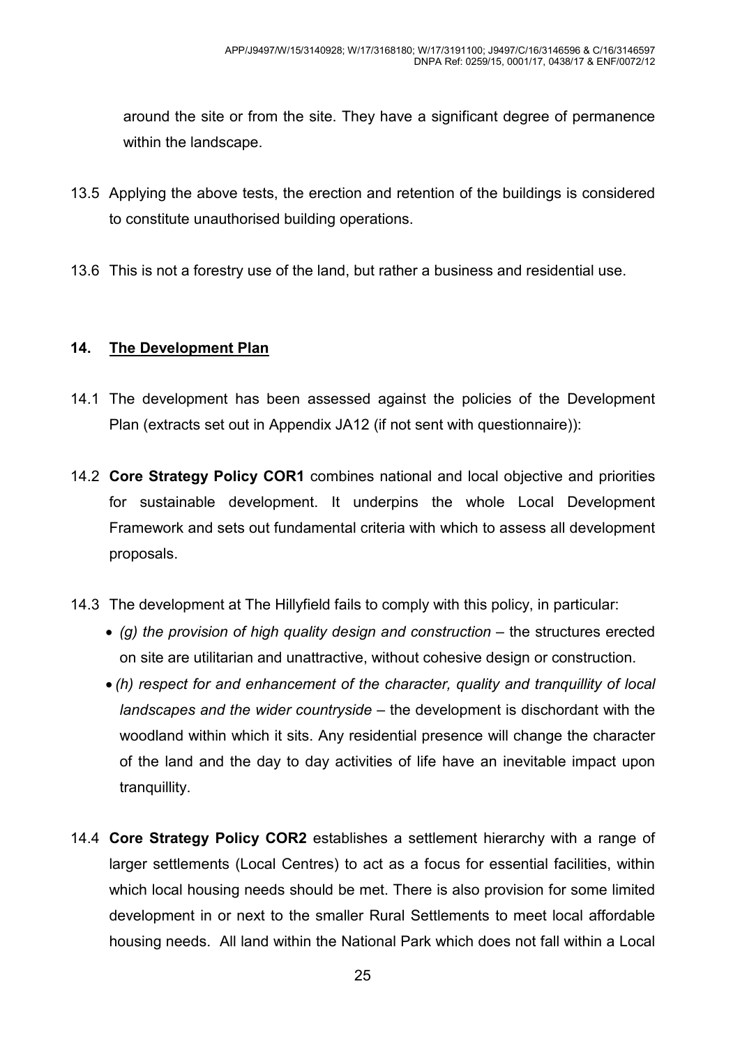around the site or from the site. They have a significant degree of permanence within the landscape.

13.5 Applying the above tests, the erection and retention of the buildings is considered to constitute unauthorised building operations.

13.6 This is not a forestry use of the land, but rather a business and residential use.

## 14. The Development Plan

14.1 The development has been assessed against the policies of the Development Plan (extracts set out in Appendix JA12 (if not sent with questionnaire)):

14.2 **Core Strategy Policy COR1** combines national and local objective and priorities for sustainable development. It underpins the whole Local Development Framework and sets out fundamental criteria with which to assess all development proposals.

14.3 The development at The Hillyfield fails to comply with this policy, in particular:

- *(g) the provision of high quality design and construction* – the structures erected on site are utilitarian and unattractive, without cohesive design or construction.
- *(h) respect for and enhancement of the character, quality and tranquillity of local landscapes and the wider countryside* – the development is dischordant with the woodland within which it sits. Any residential presence will change the character of the land and the day to day activities of life have an inevitable impact upon tranquillity.

14.4 **Core Strategy Policy COR2** establishes a settlement hierarchy with a range of larger settlements (Local Centres) to act as a focus for essential facilities, within which local housing needs should be met. There is also provision for some limited development in or next to the smaller Rural Settlements to meet local affordable housing needs. All land within the National Park which does not fall within a Local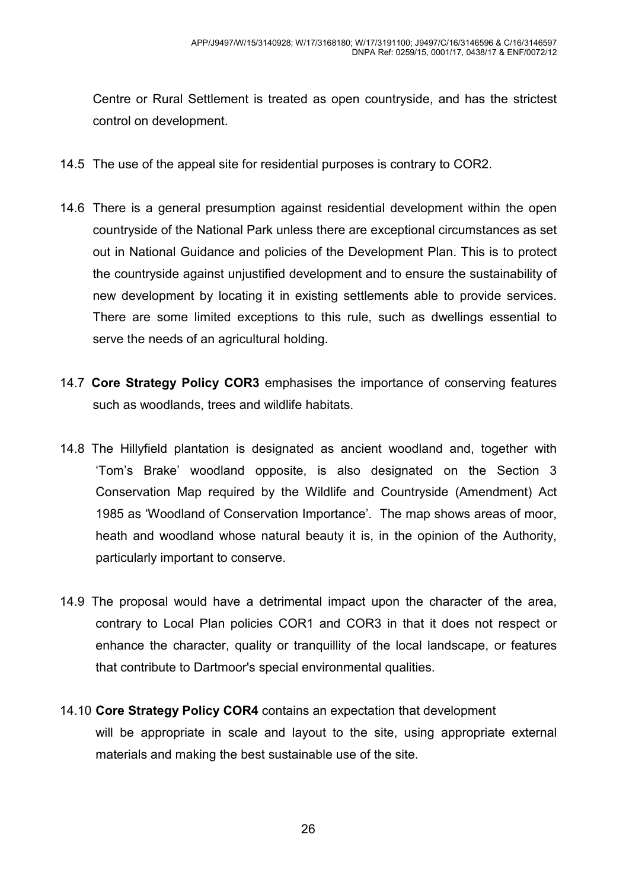Centre or Rural Settlement is treated as open countryside, and has the strictest control on development.

14.5 The use of the appeal site for residential purposes is contrary to COR2.

14.6 There is a general presumption against residential development within the open countryside of the National Park unless there are exceptional circumstances as set out in National Guidance and policies of the Development Plan. This is to protect the countryside against unjustified development and to ensure the sustainability of new development by locating it in existing settlements able to provide services. There are some limited exceptions to this rule, such as dwellings essential to serve the needs of an agricultural holding.

14.7 **Core Strategy Policy COR3** emphasises the importance of conserving features such as woodlands, trees and wildlife habitats.

14.8 The Hillyfield plantation is designated as ancient woodland and, together with 'Tom's Brake' woodland opposite, is also designated on the Section 3 Conservation Map required by the Wildlife and Countryside (Amendment) Act 1985 as 'Woodland of Conservation Importance'. The map shows areas of moor, heath and woodland whose natural beauty it is, in the opinion of the Authority, particularly important to conserve.

14.9 The proposal would have a detrimental impact upon the character of the area, contrary to Local Plan policies COR1 and COR3 in that it does not respect or enhance the character, quality or tranquillity of the local landscape, or features that contribute to Dartmoor's special environmental qualities.

14.10 **Core Strategy Policy COR4** contains an expectation that development will be appropriate in scale and layout to the site, using appropriate external materials and making the best sustainable use of the site.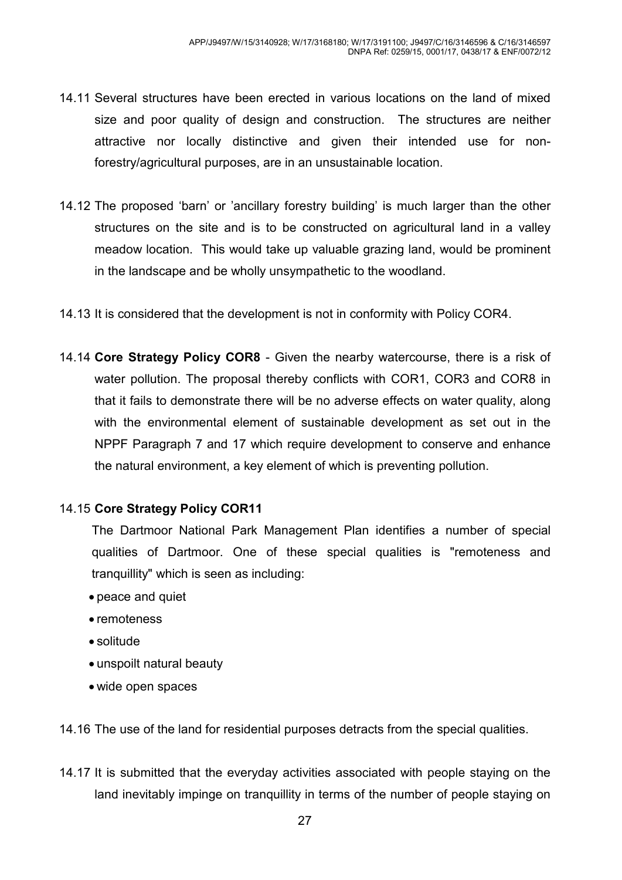14.11 Several structures have been erected in various locations on the land of mixed size and poor quality of design and construction. The structures are neither attractive nor locally distinctive and given their intended use for non-forestry/agricultural purposes, are in an unsustainable location.

14.12 The proposed 'barn' or 'ancillary forestry building' is much larger than the other structures on the site and is to be constructed on agricultural land in a valley meadow location. This would take up valuable grazing land, would be prominent in the landscape and be wholly unsympathetic to the woodland.

14.13 It is considered that the development is not in conformity with Policy COR4.

14.14 **Core Strategy Policy COR8** - Given the nearby watercourse, there is a risk of water pollution. The proposal thereby conflicts with COR1, COR3 and COR8 in that it fails to demonstrate there will be no adverse effects on water quality, along with the environmental element of sustainable development as set out in the NPPF Paragraph 7 and 17 which require development to conserve and enhance the natural environment, a key element of which is preventing pollution.

14.15 **Core Strategy Policy COR11**

The Dartmoor National Park Management Plan identifies a number of special qualities of Dartmoor. One of these special qualities is "remoteness and tranquillity" which is seen as including:

- peace and quiet
- remoteness
- solitude
- unspoilt natural beauty
- wide open spaces

14.16 The use of the land for residential purposes detracts from the special qualities.

14.17 It is submitted that the everyday activities associated with people staying on the land inevitably impinge on tranquillity in terms of the number of people staying on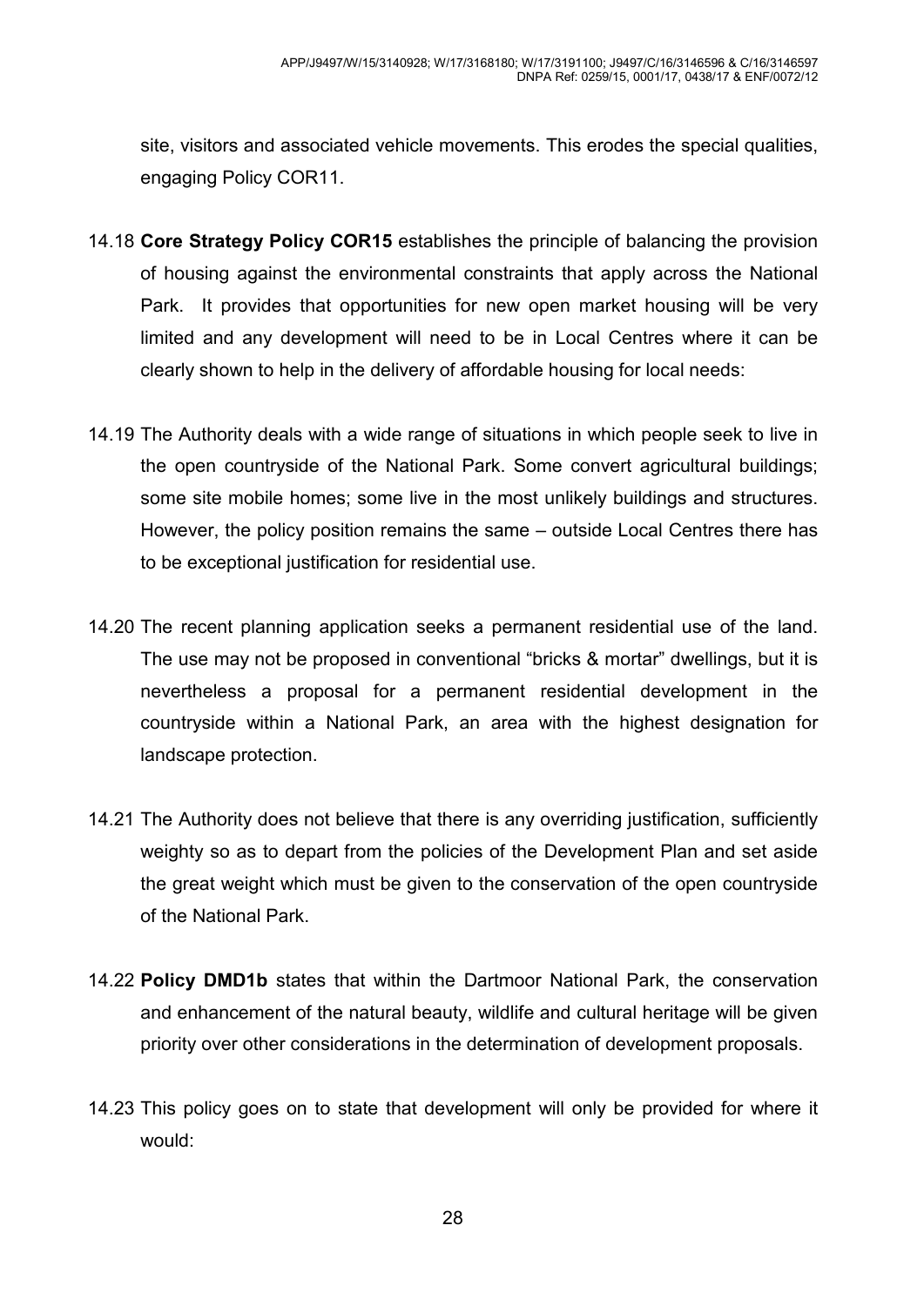site, visitors and associated vehicle movements. This erodes the special qualities, engaging Policy COR11.

14.18 **Core Strategy Policy COR15** establishes the principle of balancing the provision of housing against the environmental constraints that apply across the National Park. It provides that opportunities for new open market housing will be very limited and any development will need to be in Local Centres where it can be clearly shown to help in the delivery of affordable housing for local needs:

14.19 The Authority deals with a wide range of situations in which people seek to live in the open countryside of the National Park. Some convert agricultural buildings; some site mobile homes; some live in the most unlikely buildings and structures. However, the policy position remains the same – outside Local Centres there has to be exceptional justification for residential use.

14.20 The recent planning application seeks a permanent residential use of the land. The use may not be proposed in conventional "bricks & mortar" dwellings, but it is nevertheless a proposal for a permanent residential development in the countryside within a National Park, an area with the highest designation for landscape protection.

14.21 The Authority does not believe that there is any overriding justification, sufficiently weighty so as to depart from the policies of the Development Plan and set aside the great weight which must be given to the conservation of the open countryside of the National Park.

14.22 **Policy DMD1b** states that within the Dartmoor National Park, the conservation and enhancement of the natural beauty, wildlife and cultural heritage will be given priority over other considerations in the determination of development proposals.

14.23 This policy goes on to state that development will only be provided for where it would: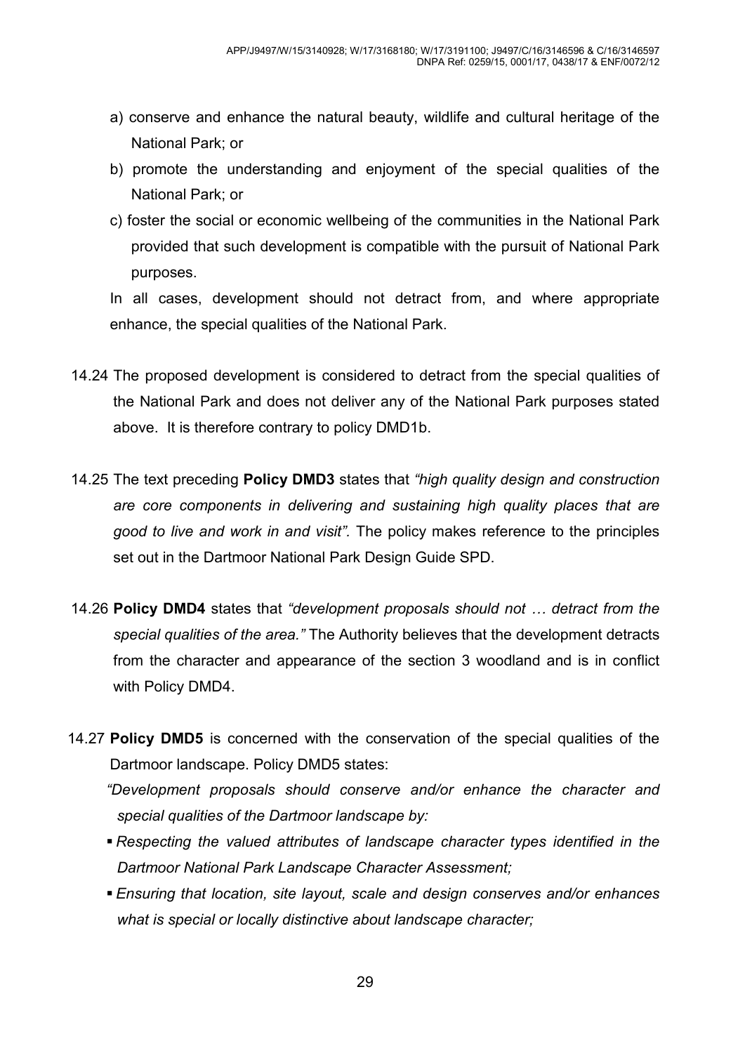a) conserve and enhance the natural beauty, wildlife and cultural heritage of the National Park; or

b) promote the understanding and enjoyment of the special qualities of the National Park; or

c) foster the social or economic wellbeing of the communities in the National Park provided that such development is compatible with the pursuit of National Park purposes.

In all cases, development should not detract from, and where appropriate enhance, the special qualities of the National Park.

14.24 The proposed development is considered to detract from the special qualities of the National Park and does not deliver any of the National Park purposes stated above. It is therefore contrary to policy DMD1b.

14.25 The text preceding **Policy DMD3** states that *"high quality design and construction are core components in delivering and sustaining high quality places that are good to live and work in and visit".* The policy makes reference to the principles set out in the Dartmoor National Park Design Guide SPD.

14.26 **Policy DMD4** states that *"development proposals should not … detract from the special qualities of the area."* The Authority believes that the development detracts from the character and appearance of the section 3 woodland and is in conflict with Policy DMD4.

14.27 **Policy DMD5** is concerned with the conservation of the special qualities of the Dartmoor landscape. Policy DMD5 states:

*"Development proposals should conserve and/or enhance the character and special qualities of the Dartmoor landscape by:*

- *Respecting the valued attributes of landscape character types identified in the Dartmoor National Park Landscape Character Assessment;*
- *Ensuring that location, site layout, scale and design conserves and/or enhances what is special or locally distinctive about landscape character;*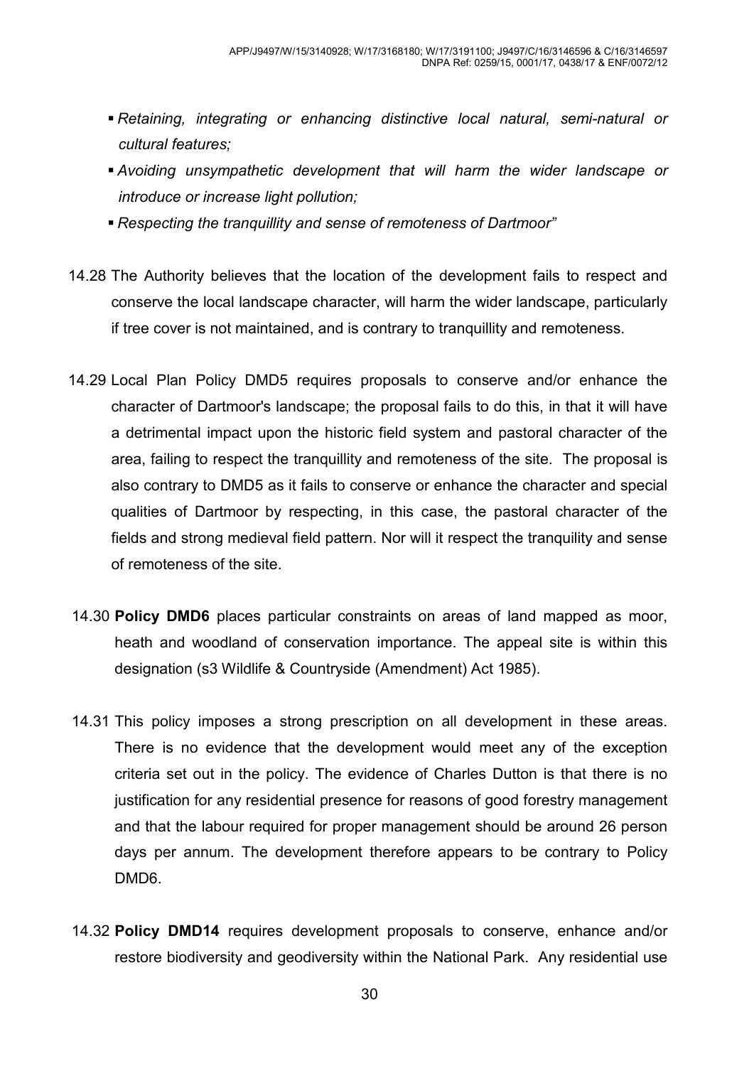- *Retaining, integrating or enhancing distinctive local natural, semi-natural or cultural features;*
- *Avoiding unsympathetic development that will harm the wider landscape or introduce or increase light pollution;*
- *Respecting the tranquillity and sense of remoteness of Dartmoor"*

14.28 The Authority believes that the location of the development fails to respect and conserve the local landscape character, will harm the wider landscape, particularly if tree cover is not maintained, and is contrary to tranquillity and remoteness.

14.29 Local Plan Policy DMD5 requires proposals to conserve and/or enhance the character of Dartmoor's landscape; the proposal fails to do this, in that it will have a detrimental impact upon the historic field system and pastoral character of the area, failing to respect the tranquillity and remoteness of the site. The proposal is also contrary to DMD5 as it fails to conserve or enhance the character and special qualities of Dartmoor by respecting, in this case, the pastoral character of the fields and strong medieval field pattern. Nor will it respect the tranquility and sense of remoteness of the site.

14.30 **Policy DMD6** places particular constraints on areas of land mapped as moor, heath and woodland of conservation importance. The appeal site is within this designation (s3 Wildlife & Countryside (Amendment) Act 1985).

14.31 This policy imposes a strong prescription on all development in these areas. There is no evidence that the development would meet any of the exception criteria set out in the policy. The evidence of Charles Dutton is that there is no justification for any residential presence for reasons of good forestry management and that the labour required for proper management should be around 26 person days per annum. The development therefore appears to be contrary to Policy DMD6.

14.32 **Policy DMD14** requires development proposals to conserve, enhance and/or restore biodiversity and geodiversity within the National Park. Any residential use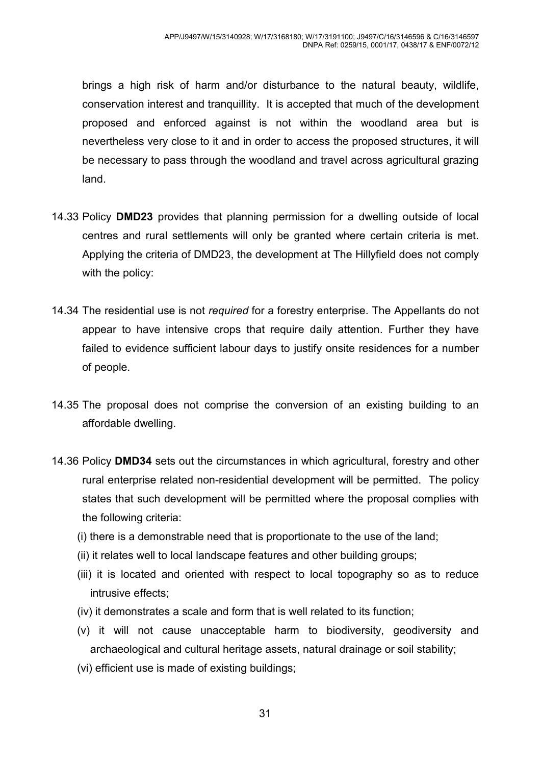brings a high risk of harm and/or disturbance to the natural beauty, wildlife, conservation interest and tranquillity. It is accepted that much of the development proposed and enforced against is not within the woodland area but is nevertheless very close to it and in order to access the proposed structures, it will be necessary to pass through the woodland and travel across agricultural grazing land.

14.33 Policy **DMD23** provides that planning permission for a dwelling outside of local centres and rural settlements will only be granted where certain criteria is met. Applying the criteria of DMD23, the development at The Hillyfield does not comply with the policy:

14.34 The residential use is not *required* for a forestry enterprise. The Appellants do not appear to have intensive crops that require daily attention. Further they have failed to evidence sufficient labour days to justify onsite residences for a number of people.

14.35 The proposal does not comprise the conversion of an existing building to an affordable dwelling.

14.36 Policy **DMD34** sets out the circumstances in which agricultural, forestry and other rural enterprise related non-residential development will be permitted. The policy states that such development will be permitted where the proposal complies with the following criteria:

(i) there is a demonstrable need that is proportionate to the use of the land;

(ii) it relates well to local landscape features and other building groups;

(iii) it is located and oriented with respect to local topography so as to reduce intrusive effects;

(iv) it demonstrates a scale and form that is well related to its function;

(v) it will not cause unacceptable harm to biodiversity, geodiversity and archaeological and cultural heritage assets, natural drainage or soil stability;

(vi) efficient use is made of existing buildings;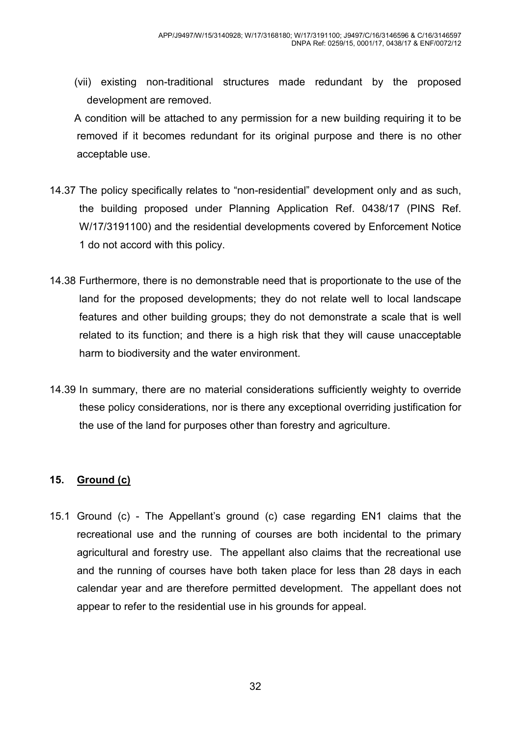(vii) existing non-traditional structures made redundant by the proposed development are removed.

A condition will be attached to any permission for a new building requiring it to be removed if it becomes redundant for its original purpose and there is no other acceptable use.

14.37 The policy specifically relates to "non-residential" development only and as such, the building proposed under Planning Application Ref. 0438/17 (PINS Ref. W/17/3191100) and the residential developments covered by Enforcement Notice 1 do not accord with this policy.

14.38 Furthermore, there is no demonstrable need that is proportionate to the use of the land for the proposed developments; they do not relate well to local landscape features and other building groups; they do not demonstrate a scale that is well related to its function; and there is a high risk that they will cause unacceptable harm to biodiversity and the water environment.

14.39 In summary, there are no material considerations sufficiently weighty to override these policy considerations, nor is there any exceptional overriding justification for the use of the land for purposes other than forestry and agriculture.

## 15. Ground (c)

15.1 Ground (c) - The Appellant's ground (c) case regarding EN1 claims that the recreational use and the running of courses are both incidental to the primary agricultural and forestry use. The appellant also claims that the recreational use and the running of courses have both taken place for less than 28 days in each calendar year and are therefore permitted development. The appellant does not appear to refer to the residential use in his grounds for appeal.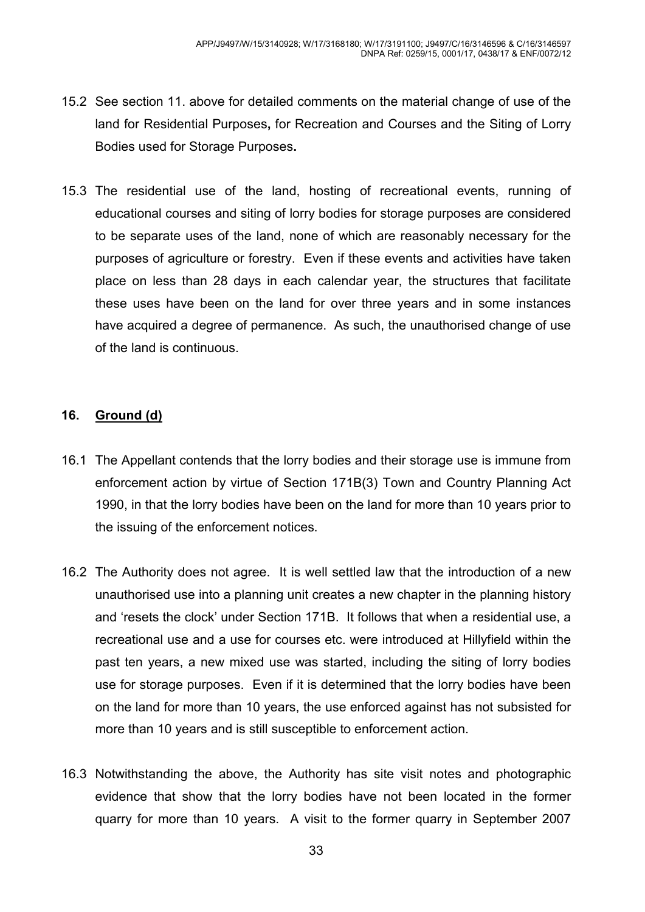15.2 See section 11. above for detailed comments on the material change of use of the land for Residential Purposes**,** for Recreation and Courses and the Siting of Lorry Bodies used for Storage Purposes**.**

15.3 The residential use of the land, hosting of recreational events, running of educational courses and siting of lorry bodies for storage purposes are considered to be separate uses of the land, none of which are reasonably necessary for the purposes of agriculture or forestry. Even if these events and activities have taken place on less than 28 days in each calendar year, the structures that facilitate these uses have been on the land for over three years and in some instances have acquired a degree of permanence. As such, the unauthorised change of use of the land is continuous.

## 16. Ground (d)

16.1 The Appellant contends that the lorry bodies and their storage use is immune from enforcement action by virtue of Section 171B(3) Town and Country Planning Act 1990, in that the lorry bodies have been on the land for more than 10 years prior to the issuing of the enforcement notices.

16.2 The Authority does not agree. It is well settled law that the introduction of a new unauthorised use into a planning unit creates a new chapter in the planning history and 'resets the clock' under Section 171B. It follows that when a residential use, a recreational use and a use for courses etc. were introduced at Hillyfield within the past ten years, a new mixed use was started, including the siting of lorry bodies use for storage purposes. Even if it is determined that the lorry bodies have been on the land for more than 10 years, the use enforced against has not subsisted for more than 10 years and is still susceptible to enforcement action.

16.3 Notwithstanding the above, the Authority has site visit notes and photographic evidence that show that the lorry bodies have not been located in the former quarry for more than 10 years. A visit to the former quarry in September 2007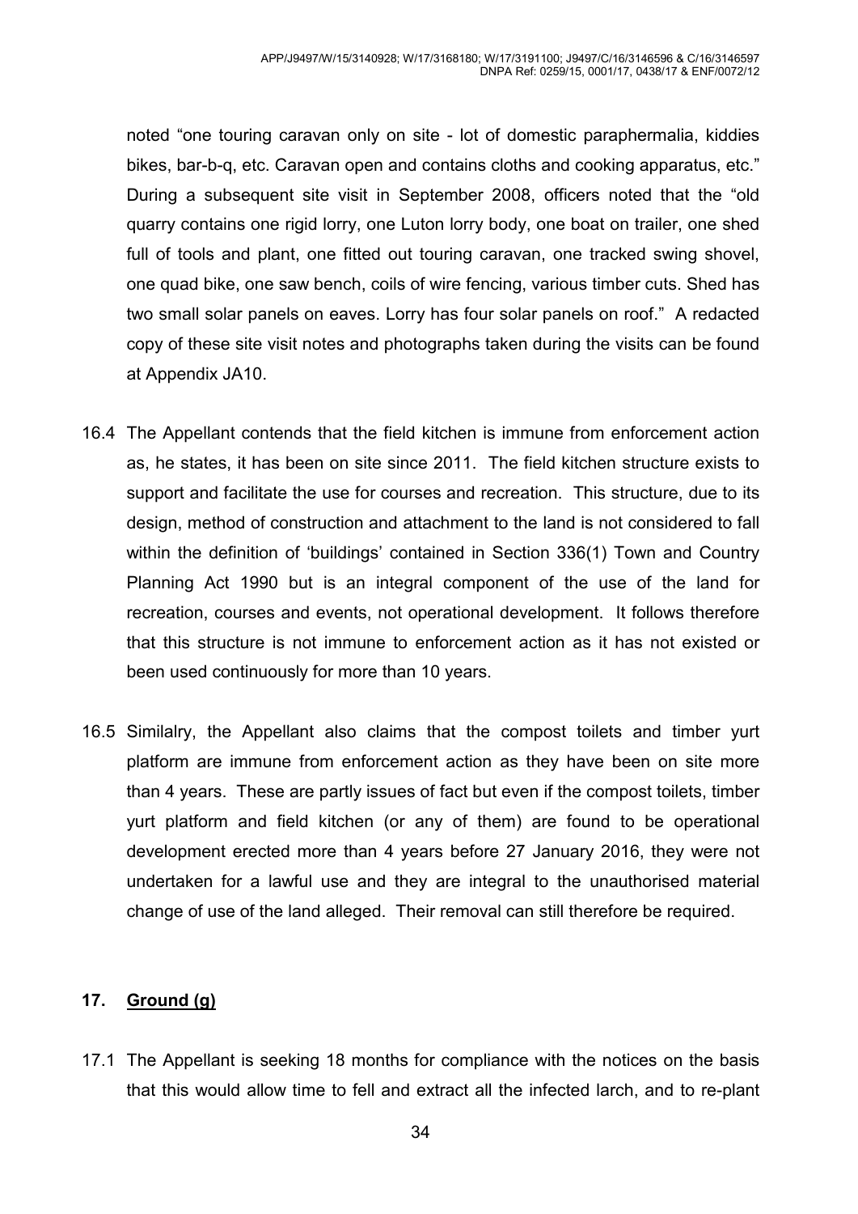noted "one touring caravan only on site - lot of domestic paraphermalia, kiddies bikes, bar-b-q, etc. Caravan open and contains cloths and cooking apparatus, etc." During a subsequent site visit in September 2008, officers noted that the "old quarry contains one rigid lorry, one Luton lorry body, one boat on trailer, one shed full of tools and plant, one fitted out touring caravan, one tracked swing shovel, one quad bike, one saw bench, coils of wire fencing, various timber cuts. Shed has two small solar panels on eaves. Lorry has four solar panels on roof." A redacted copy of these site visit notes and photographs taken during the visits can be found at Appendix JA10.

16.4 The Appellant contends that the field kitchen is immune from enforcement action as, he states, it has been on site since 2011. The field kitchen structure exists to support and facilitate the use for courses and recreation. This structure, due to its design, method of construction and attachment to the land is not considered to fall within the definition of 'buildings' contained in Section 336(1) Town and Country Planning Act 1990 but is an integral component of the use of the land for recreation, courses and events, not operational development. It follows therefore that this structure is not immune to enforcement action as it has not existed or been used continuously for more than 10 years.

16.5 Similalry, the Appellant also claims that the compost toilets and timber yurt platform are immune from enforcement action as they have been on site more than 4 years. These are partly issues of fact but even if the compost toilets, timber yurt platform and field kitchen (or any of them) are found to be operational development erected more than 4 years before 27 January 2016, they were not undertaken for a lawful use and they are integral to the unauthorised material change of use of the land alleged. Their removal can still therefore be required.

## 17. Ground (g)

17.1 The Appellant is seeking 18 months for compliance with the notices on the basis that this would allow time to fell and extract all the infected larch, and to re-plant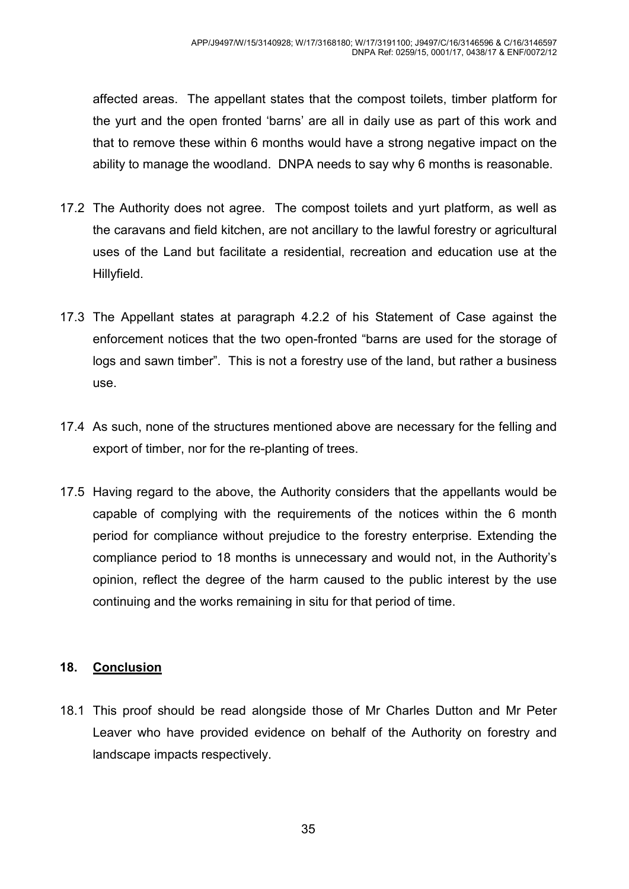affected areas. The appellant states that the compost toilets, timber platform for the yurt and the open fronted 'barns' are all in daily use as part of this work and that to remove these within 6 months would have a strong negative impact on the ability to manage the woodland. DNPA needs to say why 6 months is reasonable.

17.2 The Authority does not agree. The compost toilets and yurt platform, as well as the caravans and field kitchen, are not ancillary to the lawful forestry or agricultural uses of the Land but facilitate a residential, recreation and education use at the Hillyfield.

17.3 The Appellant states at paragraph 4.2.2 of his Statement of Case against the enforcement notices that the two open-fronted "barns are used for the storage of logs and sawn timber". This is not a forestry use of the land, but rather a business use.

17.4 As such, none of the structures mentioned above are necessary for the felling and export of timber, nor for the re-planting of trees.

17.5 Having regard to the above, the Authority considers that the appellants would be capable of complying with the requirements of the notices within the 6 month period for compliance without prejudice to the forestry enterprise. Extending the compliance period to 18 months is unnecessary and would not, in the Authority's opinion, reflect the degree of the harm caused to the public interest by the use continuing and the works remaining in situ for that period of time.

## 18. Conclusion

18.1 This proof should be read alongside those of Mr Charles Dutton and Mr Peter Leaver who have provided evidence on behalf of the Authority on forestry and landscape impacts respectively.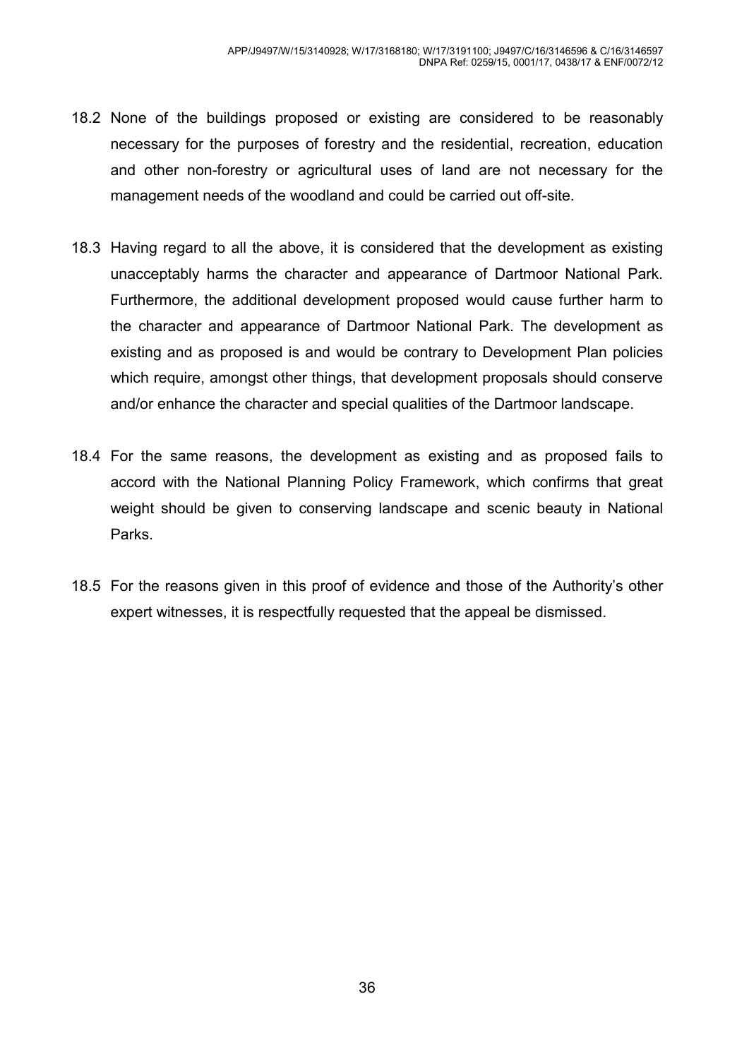18.2 None of the buildings proposed or existing are considered to be reasonably necessary for the purposes of forestry and the residential, recreation, education and other non-forestry or agricultural uses of land are not necessary for the management needs of the woodland and could be carried out off-site.

18.3 Having regard to all the above, it is considered that the development as existing unacceptably harms the character and appearance of Dartmoor National Park. Furthermore, the additional development proposed would cause further harm to the character and appearance of Dartmoor National Park. The development as existing and as proposed is and would be contrary to Development Plan policies which require, amongst other things, that development proposals should conserve and/or enhance the character and special qualities of the Dartmoor landscape.

18.4 For the same reasons, the development as existing and as proposed fails to accord with the National Planning Policy Framework, which confirms that great weight should be given to conserving landscape and scenic beauty in National Parks.

18.5 For the reasons given in this proof of evidence and those of the Authority's other expert witnesses, it is respectfully requested that the appeal be dismissed.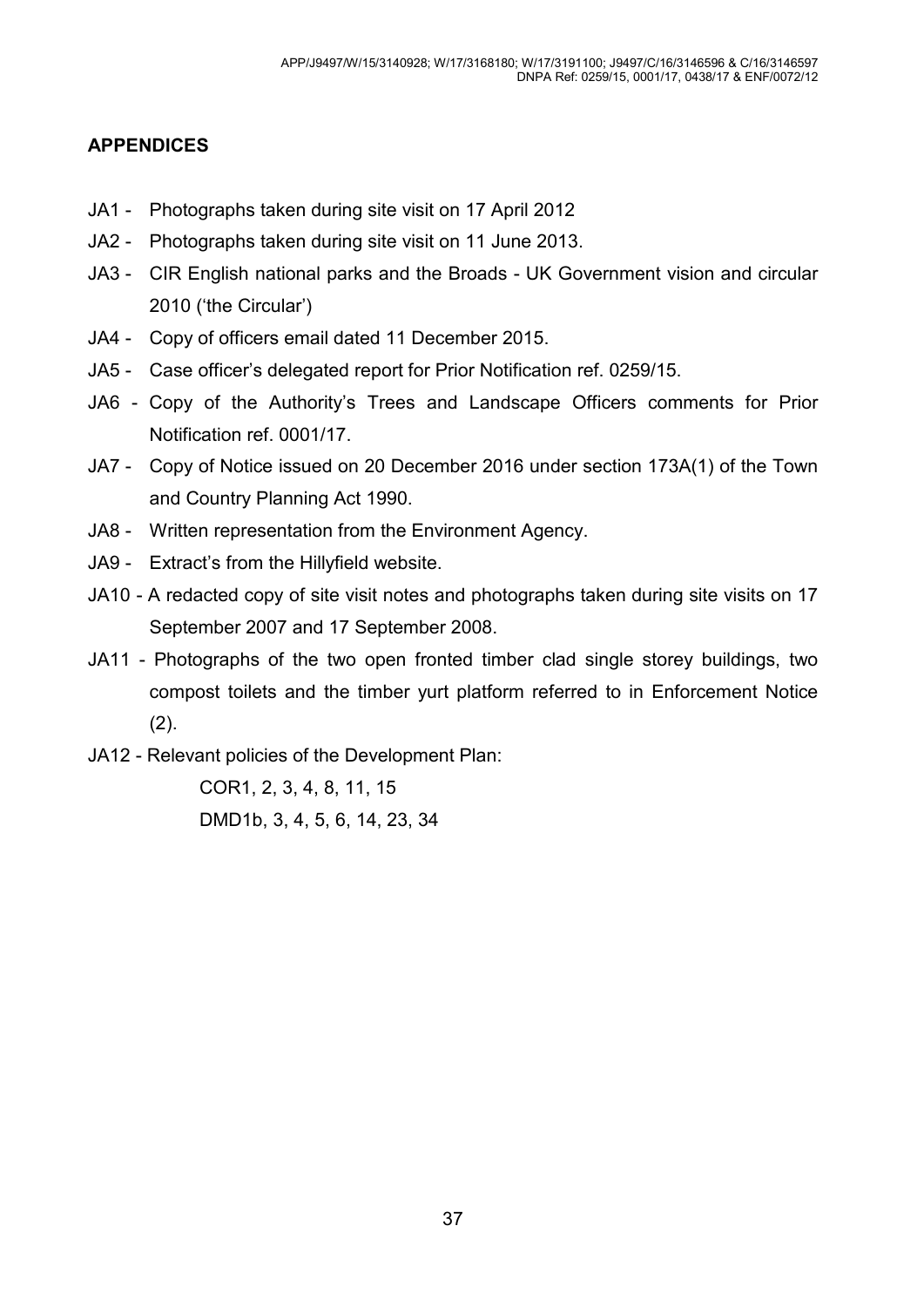## APPENDICES

- JA1 - Photographs taken during site visit on 17 April 2012
- JA2 - Photographs taken during site visit on 11 June 2013.
- JA3 - CIR English national parks and the Broads - UK Government vision and circular 2010 ('the Circular')
- JA4 - Copy of officers email dated 11 December 2015.
- JA5 - Case officer's delegated report for Prior Notification ref. 0259/15.
- JA6 - Copy of the Authority's Trees and Landscape Officers comments for Prior Notification ref. 0001/17.
- JA7 - Copy of Notice issued on 20 December 2016 under section 173A(1) of the Town and Country Planning Act 1990.
- JA8 - Written representation from the Environment Agency.
- JA9 - Extract's from the Hillyfield website.
- JA10 - A redacted copy of site visit notes and photographs taken during site visits on 17 September 2007 and 17 September 2008.
- JA11 - Photographs of the two open fronted timber clad single storey buildings, two compost toilets and the timber yurt platform referred to in Enforcement Notice (2).
- JA12 - Relevant policies of the Development Plan:

  COR1, 2, 3, 4, 8, 11, 15

  DMD1b, 3, 4, 5, 6, 14, 23, 34